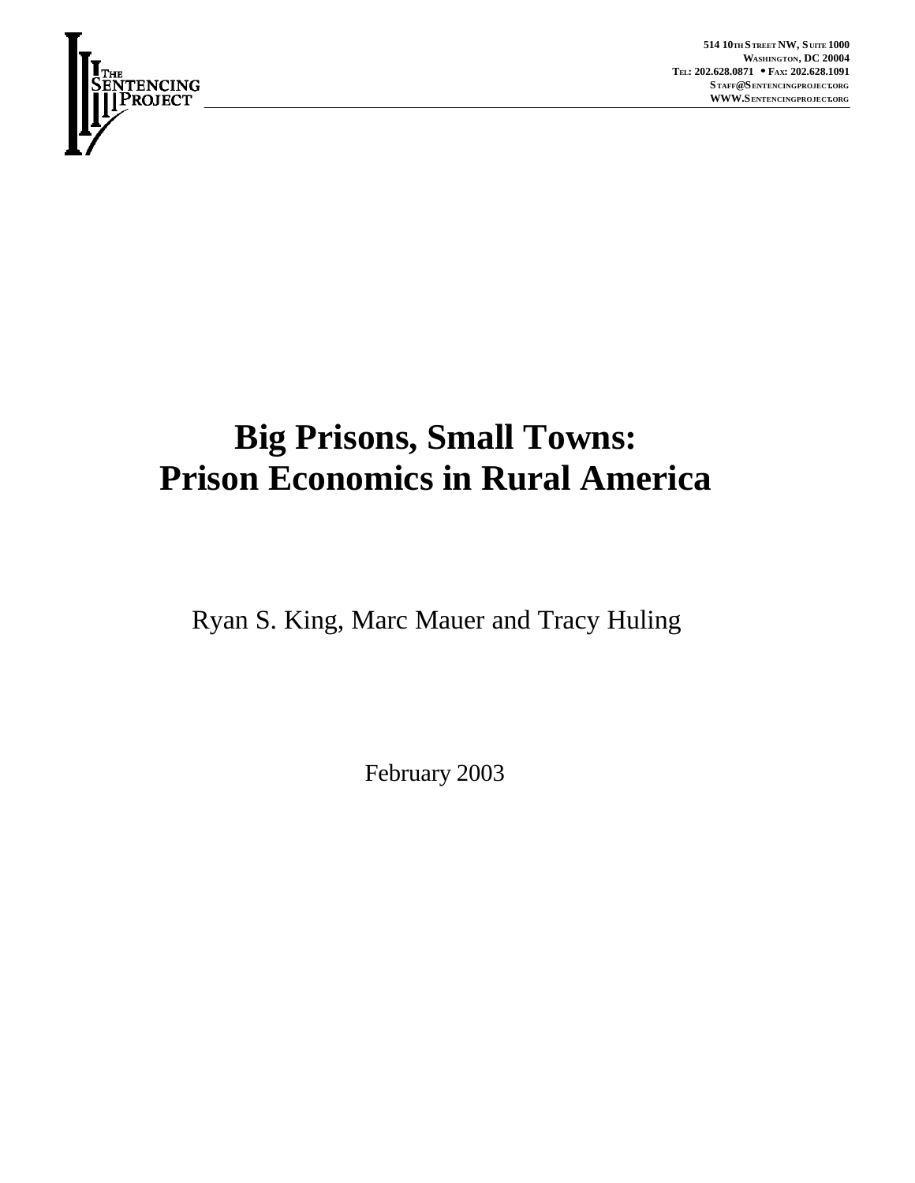THE SENTENCING PROJECT

514 10TH STREET NW, SUITE 1000
WASHINGTON, DC 20004
TEL: 202.628.0871 • FAX: 202.628.1091
STAFF@SENTENCINGPROJECT.ORG
WWW.SENTENCINGPROJECT.ORG

# Big Prisons, Small Towns: Prison Economics in Rural America

Ryan S. King, Marc Mauer and Tracy Huling

February 2003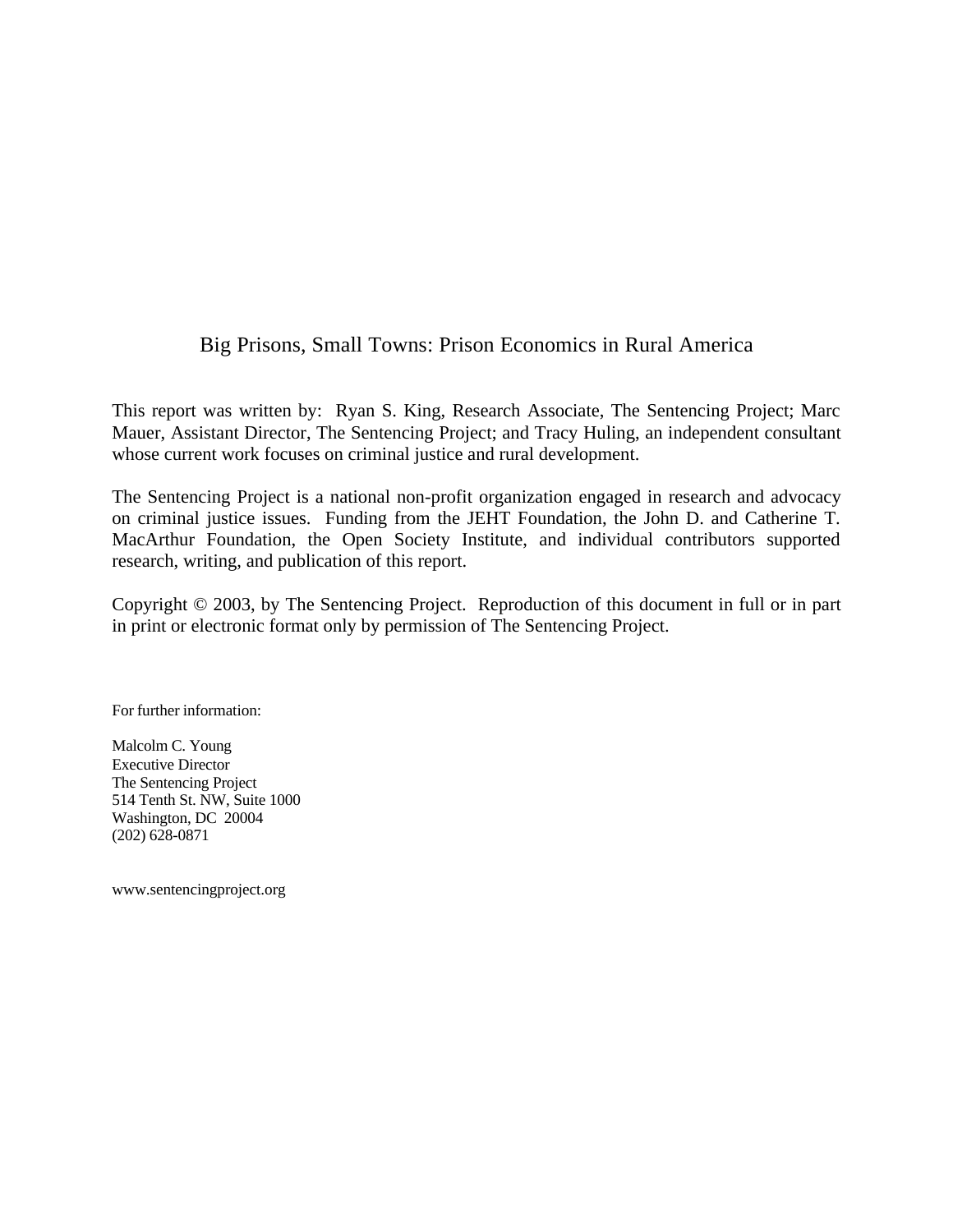# Big Prisons, Small Towns: Prison Economics in Rural America

This report was written by: Ryan S. King, Research Associate, The Sentencing Project; Marc Mauer, Assistant Director, The Sentencing Project; and Tracy Huling, an independent consultant whose current work focuses on criminal justice and rural development.

The Sentencing Project is a national non-profit organization engaged in research and advocacy on criminal justice issues. Funding from the JEHT Foundation, the John D. and Catherine T. MacArthur Foundation, the Open Society Institute, and individual contributors supported research, writing, and publication of this report.

Copyright © 2003, by The Sentencing Project. Reproduction of this document in full or in part in print or electronic format only by permission of The Sentencing Project.

For further information:

Malcolm C. Young
Executive Director
The Sentencing Project
514 Tenth St. NW, Suite 1000
Washington, DC 20004
(202) 628-0871

www.sentencingproject.org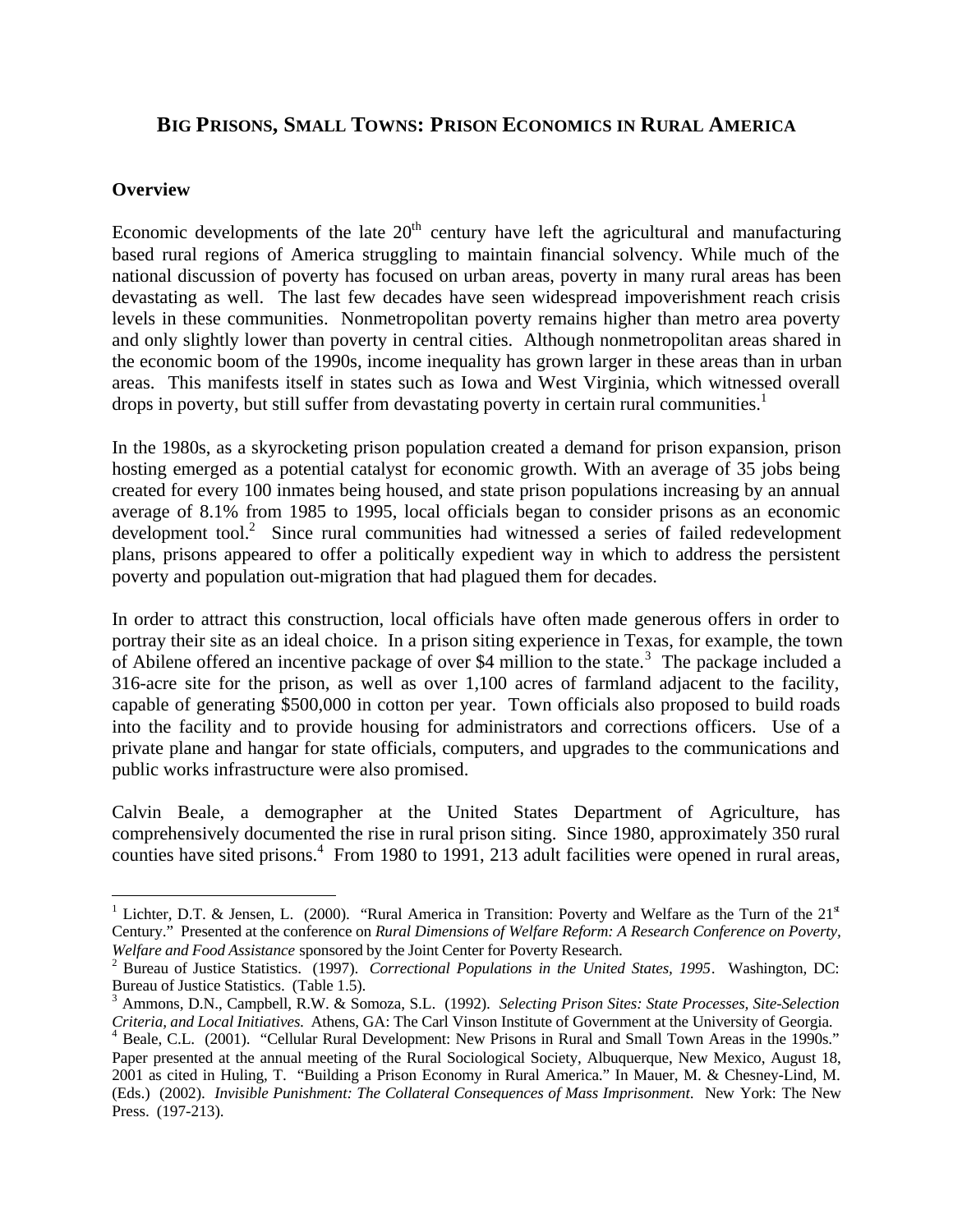# BIG PRISONS, SMALL TOWNS: PRISON ECONOMICS IN RURAL AMERICA

## Overview

Economic developments of the late 20th century have left the agricultural and manufacturing based rural regions of America struggling to maintain financial solvency. While much of the national discussion of poverty has focused on urban areas, poverty in many rural areas has been devastating as well. The last few decades have seen widespread impoverishment reach crisis levels in these communities. Nonmetropolitan poverty remains higher than metro area poverty and only slightly lower than poverty in central cities. Although nonmetropolitan areas shared in the economic boom of the 1990s, income inequality has grown larger in these areas than in urban areas. This manifests itself in states such as Iowa and West Virginia, which witnessed overall drops in poverty, but still suffer from devastating poverty in certain rural communities.[1]

In the 1980s, as a skyrocketing prison population created a demand for prison expansion, prison hosting emerged as a potential catalyst for economic growth. With an average of 35 jobs being created for every 100 inmates being housed, and state prison populations increasing by an annual average of 8.1% from 1985 to 1995, local officials began to consider prisons as an economic development tool.[2] Since rural communities had witnessed a series of failed redevelopment plans, prisons appeared to offer a politically expedient way in which to address the persistent poverty and population out-migration that had plagued them for decades.

In order to attract this construction, local officials have often made generous offers in order to portray their site as an ideal choice. In a prison siting experience in Texas, for example, the town of Abilene offered an incentive package of over $4 million to the state.[3] The package included a 316-acre site for the prison, as well as over 1,100 acres of farmland adjacent to the facility, capable of generating $500,000 in cotton per year. Town officials also proposed to build roads into the facility and to provide housing for administrators and corrections officers. Use of a private plane and hangar for state officials, computers, and upgrades to the communications and public works infrastructure were also promised.

Calvin Beale, a demographer at the United States Department of Agriculture, has comprehensively documented the rise in rural prison siting. Since 1980, approximately 350 rural counties have sited prisons.[4] From 1980 to 1991, 213 adult facilities were opened in rural areas,

---

[1] Lichter, D.T. & Jensen, L. (2000). "Rural America in Transition: Poverty and Welfare as the Turn of the 21st Century." Presented at the conference on *Rural Dimensions of Welfare Reform: A Research Conference on Poverty, Welfare and Food Assistance* sponsored by the Joint Center for Poverty Research.

[2] Bureau of Justice Statistics. (1997). *Correctional Populations in the United States, 1995*. Washington, DC: Bureau of Justice Statistics. (Table 1.5).

[3] Ammons, D.N., Campbell, R.W. & Somoza, S.L. (1992). *Selecting Prison Sites: State Processes, Site-Selection Criteria, and Local Initiatives.* Athens, GA: The Carl Vinson Institute of Government at the University of Georgia.

[4] Beale, C.L. (2001). "Cellular Rural Development: New Prisons in Rural and Small Town Areas in the 1990s." Paper presented at the annual meeting of the Rural Sociological Society, Albuquerque, New Mexico, August 18, 2001 as cited in Huling, T. "Building a Prison Economy in Rural America." In Mauer, M. & Chesney-Lind, M. (Eds.) (2002). *Invisible Punishment: The Collateral Consequences of Mass Imprisonment*. New York: The New Press. (197-213).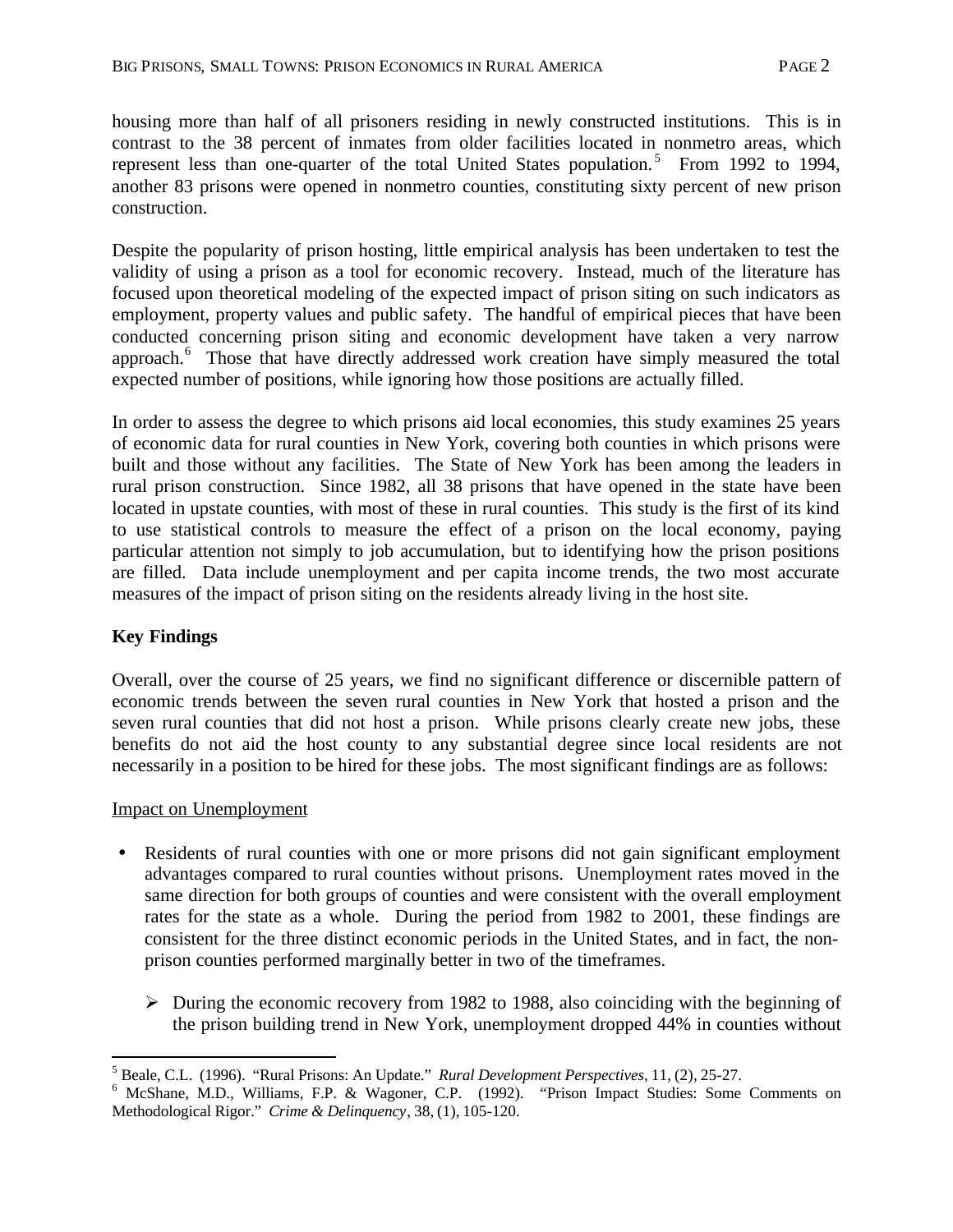housing more than half of all prisoners residing in newly constructed institutions. This is in contrast to the 38 percent of inmates from older facilities located in nonmetro areas, which represent less than one-quarter of the total United States population.[5] From 1992 to 1994, another 83 prisons were opened in nonmetro counties, constituting sixty percent of new prison construction.

Despite the popularity of prison hosting, little empirical analysis has been undertaken to test the validity of using a prison as a tool for economic recovery. Instead, much of the literature has focused upon theoretical modeling of the expected impact of prison siting on such indicators as employment, property values and public safety. The handful of empirical pieces that have been conducted concerning prison siting and economic development have taken a very narrow approach.[6] Those that have directly addressed work creation have simply measured the total expected number of positions, while ignoring how those positions are actually filled.

In order to assess the degree to which prisons aid local economies, this study examines 25 years of economic data for rural counties in New York, covering both counties in which prisons were built and those without any facilities. The State of New York has been among the leaders in rural prison construction. Since 1982, all 38 prisons that have opened in the state have been located in upstate counties, with most of these in rural counties. This study is the first of its kind to use statistical controls to measure the effect of a prison on the local economy, paying particular attention not simply to job accumulation, but to identifying how the prison positions are filled. Data include unemployment and per capita income trends, the two most accurate measures of the impact of prison siting on the residents already living in the host site.

**Key Findings**

Overall, over the course of 25 years, we find no significant difference or discernible pattern of economic trends between the seven rural counties in New York that hosted a prison and the seven rural counties that did not host a prison. While prisons clearly create new jobs, these benefits do not aid the host county to any substantial degree since local residents are not necessarily in a position to be hired for these jobs. The most significant findings are as follows:

Impact on Unemployment

- Residents of rural counties with one or more prisons did not gain significant employment advantages compared to rural counties without prisons. Unemployment rates moved in the same direction for both groups of counties and were consistent with the overall employment rates for the state as a whole. During the period from 1982 to 2001, these findings are consistent for the three distinct economic periods in the United States, and in fact, the non-prison counties performed marginally better in two of the timeframes.
  - During the economic recovery from 1982 to 1988, also coinciding with the beginning of the prison building trend in New York, unemployment dropped 44% in counties without

[5] Beale, C.L. (1996). "Rural Prisons: An Update." *Rural Development Perspectives*, 11, (2), 25-27.

[6] McShane, M.D., Williams, F.P. & Wagoner, C.P. (1992). "Prison Impact Studies: Some Comments on Methodological Rigor." *Crime & Delinquency*, 38, (1), 105-120.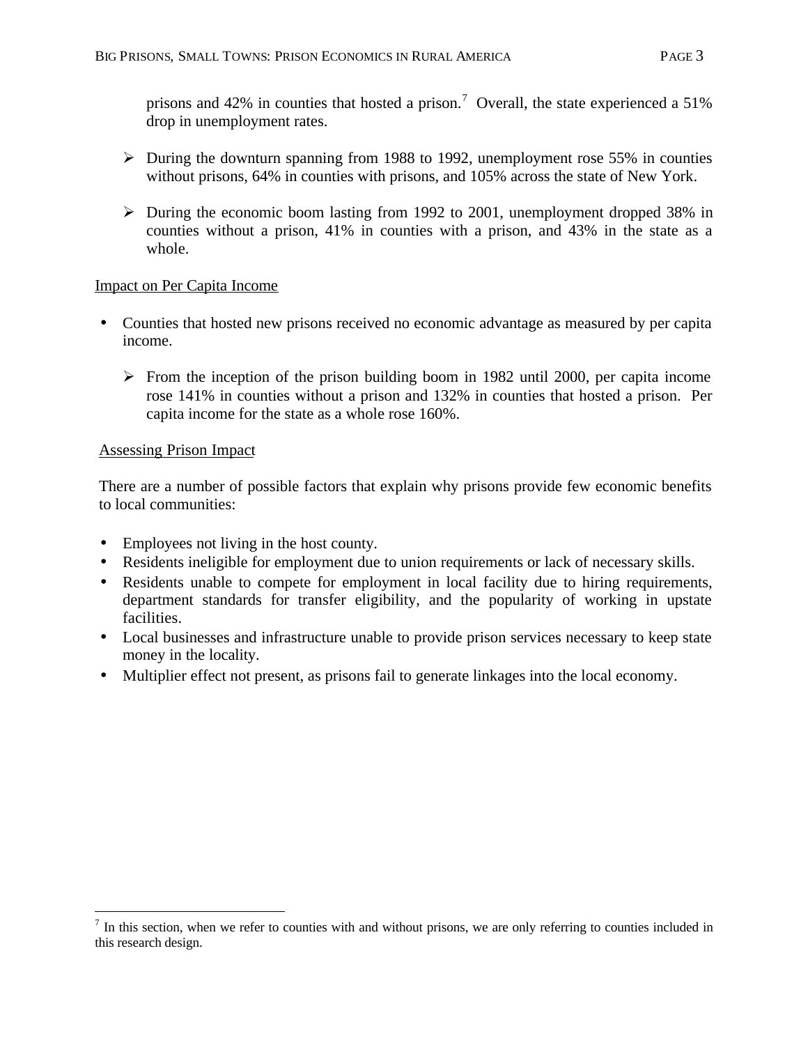prisons and 42% in counties that hosted a prison.[7] Overall, the state experienced a 51% drop in unemployment rates.

- During the downturn spanning from 1988 to 1992, unemployment rose 55% in counties without prisons, 64% in counties with prisons, and 105% across the state of New York.

- During the economic boom lasting from 1992 to 2001, unemployment dropped 38% in counties without a prison, 41% in counties with a prison, and 43% in the state as a whole.

<u>Impact on Per Capita Income</u>

- Counties that hosted new prisons received no economic advantage as measured by per capita income.

  - From the inception of the prison building boom in 1982 until 2000, per capita income rose 141% in counties without a prison and 132% in counties that hosted a prison. Per capita income for the state as a whole rose 160%.

<u>Assessing Prison Impact</u>

There are a number of possible factors that explain why prisons provide few economic benefits to local communities:

- Employees not living in the host county.
- Residents ineligible for employment due to union requirements or lack of necessary skills.
- Residents unable to compete for employment in local facility due to hiring requirements, department standards for transfer eligibility, and the popularity of working in upstate facilities.
- Local businesses and infrastructure unable to provide prison services necessary to keep state money in the locality.
- Multiplier effect not present, as prisons fail to generate linkages into the local economy.

[7] In this section, when we refer to counties with and without prisons, we are only referring to counties included in this research design.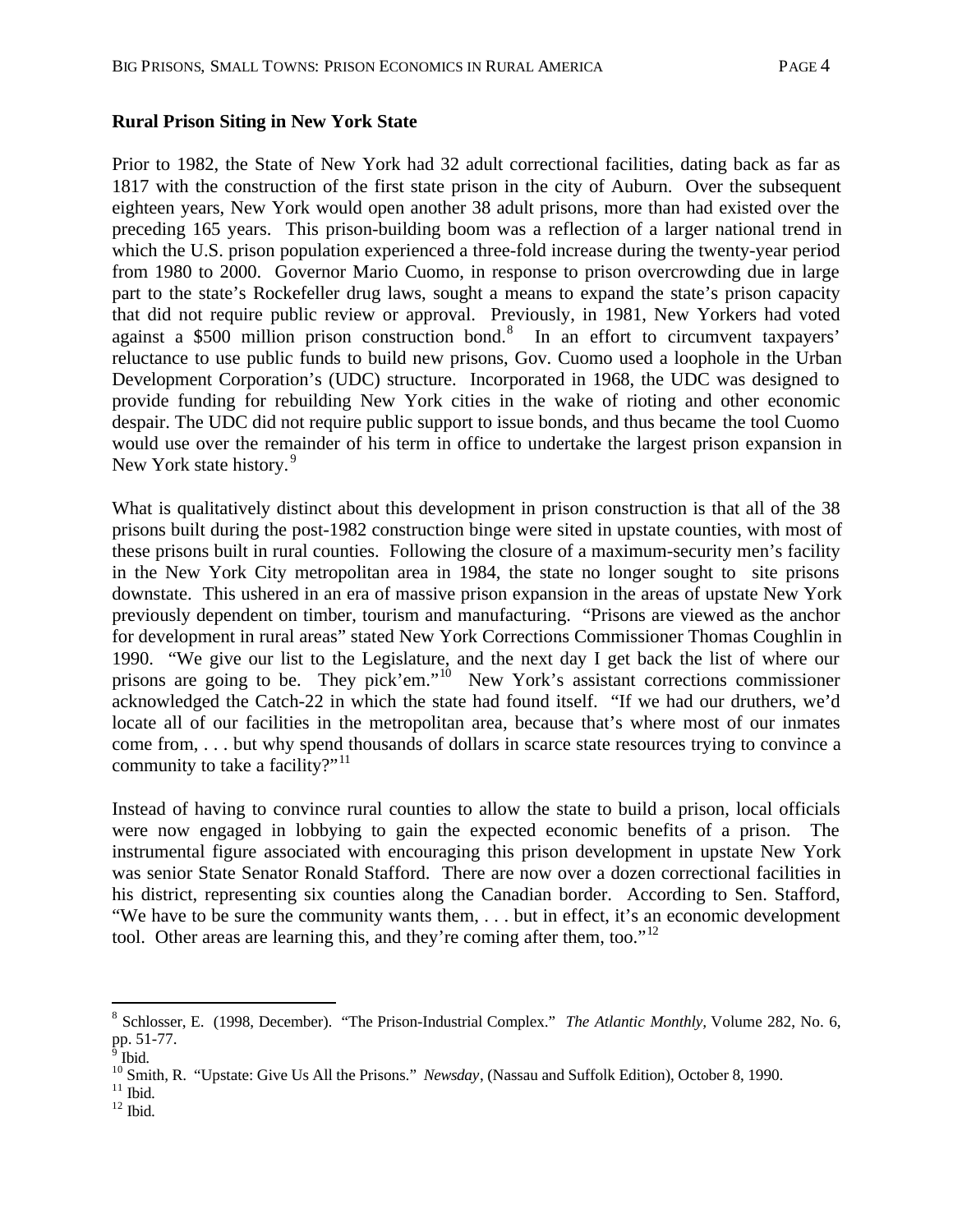## Rural Prison Siting in New York State

Prior to 1982, the State of New York had 32 adult correctional facilities, dating back as far as 1817 with the construction of the first state prison in the city of Auburn. Over the subsequent eighteen years, New York would open another 38 adult prisons, more than had existed over the preceding 165 years. This prison-building boom was a reflection of a larger national trend in which the U.S. prison population experienced a three-fold increase during the twenty-year period from 1980 to 2000. Governor Mario Cuomo, in response to prison overcrowding due in large part to the state's Rockefeller drug laws, sought a means to expand the state's prison capacity that did not require public review or approval. Previously, in 1981, New Yorkers had voted against a $500 million prison construction bond.[8] In an effort to circumvent taxpayers' reluctance to use public funds to build new prisons, Gov. Cuomo used a loophole in the Urban Development Corporation's (UDC) structure. Incorporated in 1968, the UDC was designed to provide funding for rebuilding New York cities in the wake of rioting and other economic despair. The UDC did not require public support to issue bonds, and thus became the tool Cuomo would use over the remainder of his term in office to undertake the largest prison expansion in New York state history.[9]

What is qualitatively distinct about this development in prison construction is that all of the 38 prisons built during the post-1982 construction binge were sited in upstate counties, with most of these prisons built in rural counties. Following the closure of a maximum-security men's facility in the New York City metropolitan area in 1984, the state no longer sought to site prisons downstate. This ushered in an era of massive prison expansion in the areas of upstate New York previously dependent on timber, tourism and manufacturing. "Prisons are viewed as the anchor for development in rural areas" stated New York Corrections Commissioner Thomas Coughlin in 1990. "We give our list to the Legislature, and the next day I get back the list of where our prisons are going to be. They pick'em."[10] New York's assistant corrections commissioner acknowledged the Catch-22 in which the state had found itself. "If we had our druthers, we'd locate all of our facilities in the metropolitan area, because that's where most of our inmates come from, . . . but why spend thousands of dollars in scarce state resources trying to convince a community to take a facility?"[11]

Instead of having to convince rural counties to allow the state to build a prison, local officials were now engaged in lobbying to gain the expected economic benefits of a prison. The instrumental figure associated with encouraging this prison development in upstate New York was senior State Senator Ronald Stafford. There are now over a dozen correctional facilities in his district, representing six counties along the Canadian border. According to Sen. Stafford, "We have to be sure the community wants them, . . . but in effect, it's an economic development tool. Other areas are learning this, and they're coming after them, too."[12]

---

[8] Schlosser, E. (1998, December). "The Prison-Industrial Complex." *The Atlantic Monthly*, Volume 282, No. 6, pp. 51-77.

[9] Ibid.

[10] Smith, R. "Upstate: Give Us All the Prisons." *Newsday*, (Nassau and Suffolk Edition), October 8, 1990.

[11] Ibid.

[12] Ibid.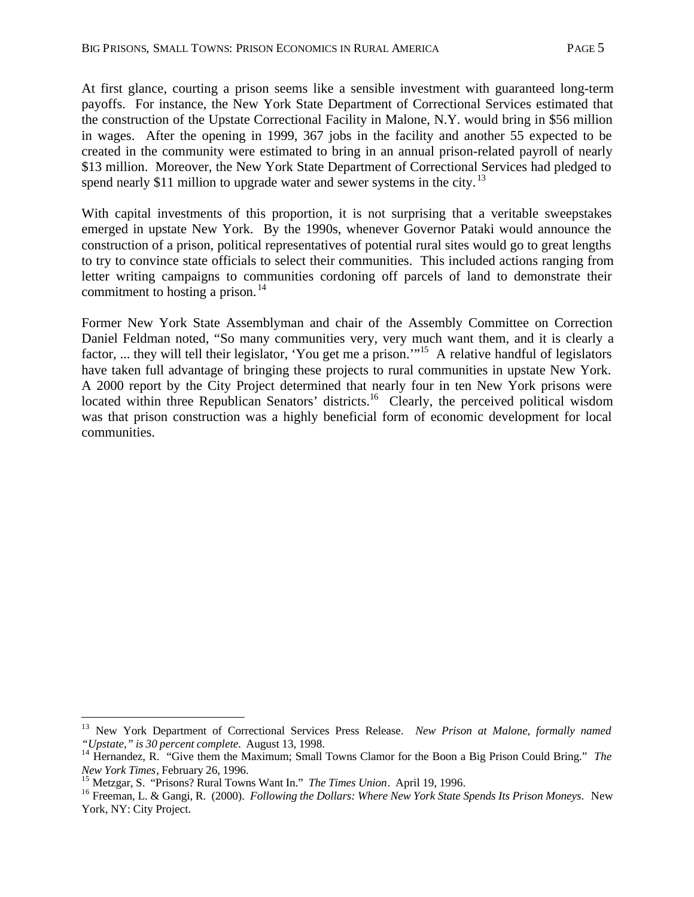At first glance, courting a prison seems like a sensible investment with guaranteed long-term payoffs. For instance, the New York State Department of Correctional Services estimated that the construction of the Upstate Correctional Facility in Malone, N.Y. would bring in $56 million in wages. After the opening in 1999, 367 jobs in the facility and another 55 expected to be created in the community were estimated to bring in an annual prison-related payroll of nearly $13 million. Moreover, the New York State Department of Correctional Services had pledged to spend nearly $11 million to upgrade water and sewer systems in the city.[13]

With capital investments of this proportion, it is not surprising that a veritable sweepstakes emerged in upstate New York. By the 1990s, whenever Governor Pataki would announce the construction of a prison, political representatives of potential rural sites would go to great lengths to try to convince state officials to select their communities. This included actions ranging from letter writing campaigns to communities cordoning off parcels of land to demonstrate their commitment to hosting a prison.[14]

Former New York State Assemblyman and chair of the Assembly Committee on Correction Daniel Feldman noted, "So many communities very, very much want them, and it is clearly a factor, ... they will tell their legislator, 'You get me a prison.'"[15] A relative handful of legislators have taken full advantage of bringing these projects to rural communities in upstate New York. A 2000 report by the City Project determined that nearly four in ten New York prisons were located within three Republican Senators' districts.[16] Clearly, the perceived political wisdom was that prison construction was a highly beneficial form of economic development for local communities.

---

[13] New York Department of Correctional Services Press Release. *New Prison at Malone, formally named "Upstate," is 30 percent complete.* August 13, 1998.

[14] Hernandez, R. "Give them the Maximum; Small Towns Clamor for the Boon a Big Prison Could Bring." *The New York Times*, February 26, 1996.

[15] Metzgar, S. "Prisons? Rural Towns Want In." *The Times Union*. April 19, 1996.

[16] Freeman, L. & Gangi, R. (2000). *Following the Dollars: Where New York State Spends Its Prison Moneys*. New York, NY: City Project.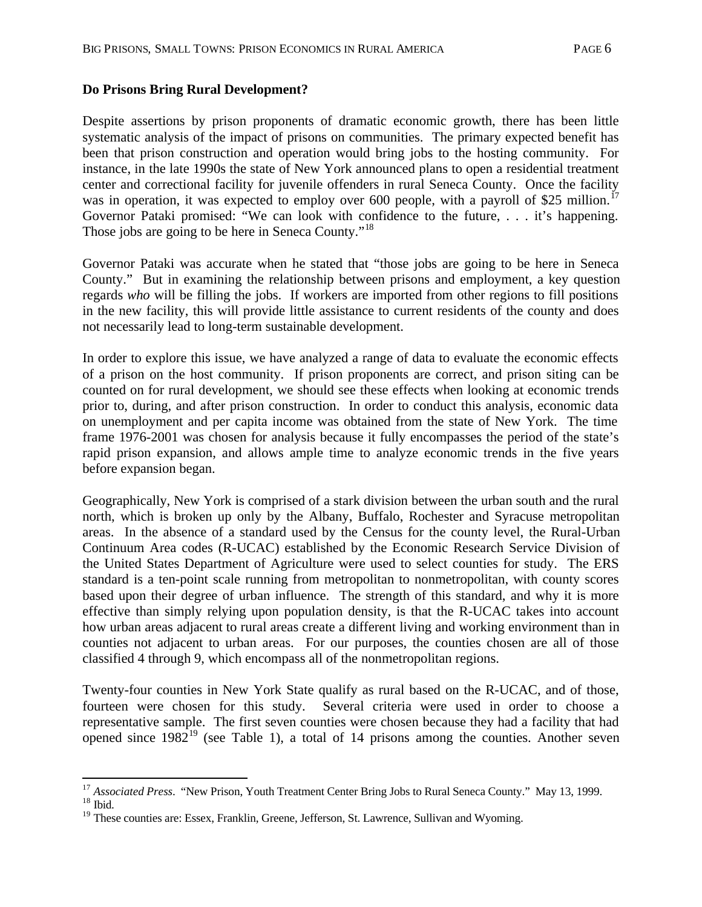### Do Prisons Bring Rural Development?

Despite assertions by prison proponents of dramatic economic growth, there has been little systematic analysis of the impact of prisons on communities. The primary expected benefit has been that prison construction and operation would bring jobs to the hosting community. For instance, in the late 1990s the state of New York announced plans to open a residential treatment center and correctional facility for juvenile offenders in rural Seneca County. Once the facility was in operation, it was expected to employ over 600 people, with a payroll of $25 million.[17] Governor Pataki promised: "We can look with confidence to the future, . . . it's happening. Those jobs are going to be here in Seneca County."[18]

Governor Pataki was accurate when he stated that "those jobs are going to be here in Seneca County." But in examining the relationship between prisons and employment, a key question regards *who* will be filling the jobs. If workers are imported from other regions to fill positions in the new facility, this will provide little assistance to current residents of the county and does not necessarily lead to long-term sustainable development.

In order to explore this issue, we have analyzed a range of data to evaluate the economic effects of a prison on the host community. If prison proponents are correct, and prison siting can be counted on for rural development, we should see these effects when looking at economic trends prior to, during, and after prison construction. In order to conduct this analysis, economic data on unemployment and per capita income was obtained from the state of New York. The time frame 1976-2001 was chosen for analysis because it fully encompasses the period of the state's rapid prison expansion, and allows ample time to analyze economic trends in the five years before expansion began.

Geographically, New York is comprised of a stark division between the urban south and the rural north, which is broken up only by the Albany, Buffalo, Rochester and Syracuse metropolitan areas. In the absence of a standard used by the Census for the county level, the Rural-Urban Continuum Area codes (R-UCAC) established by the Economic Research Service Division of the United States Department of Agriculture were used to select counties for study. The ERS standard is a ten-point scale running from metropolitan to nonmetropolitan, with county scores based upon their degree of urban influence. The strength of this standard, and why it is more effective than simply relying upon population density, is that the R-UCAC takes into account how urban areas adjacent to rural areas create a different living and working environment than in counties not adjacent to urban areas. For our purposes, the counties chosen are all of those classified 4 through 9, which encompass all of the nonmetropolitan regions.

Twenty-four counties in New York State qualify as rural based on the R-UCAC, and of those, fourteen were chosen for this study. Several criteria were used in order to choose a representative sample. The first seven counties were chosen because they had a facility that had opened since 1982[19] (see Table 1), a total of 14 prisons among the counties. Another seven

---

[17] *Associated Press*. "New Prison, Youth Treatment Center Bring Jobs to Rural Seneca County." May 13, 1999.
[18] Ibid.
[19] These counties are: Essex, Franklin, Greene, Jefferson, St. Lawrence, Sullivan and Wyoming.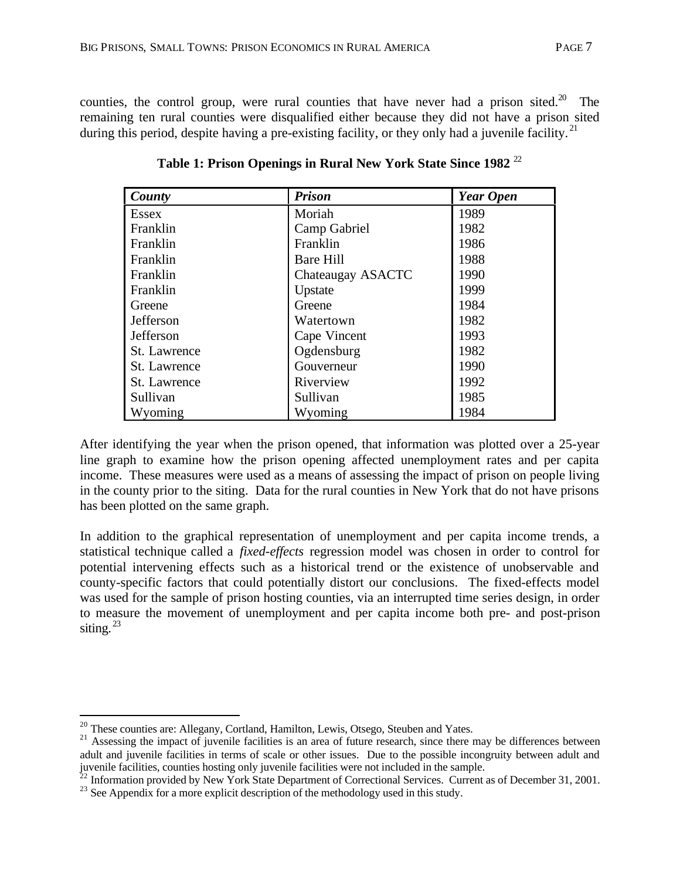counties, the control group, were rural counties that have never had a prison sited.[20] The remaining ten rural counties were disqualified either because they did not have a prison sited during this period, despite having a pre-existing facility, or they only had a juvenile facility.[21]

**Table 1: Prison Openings in Rural New York State Since 1982** [22]

| *County* | *Prison* | *Year Open* |
|---|---|---|
| Essex | Moriah | 1989 |
| Franklin | Camp Gabriel | 1982 |
| Franklin | Franklin | 1986 |
| Franklin | Bare Hill | 1988 |
| Franklin | Chateaugay ASACTC | 1990 |
| Franklin | Upstate | 1999 |
| Greene | Greene | 1984 |
| Jefferson | Watertown | 1982 |
| Jefferson | Cape Vincent | 1993 |
| St. Lawrence | Ogdensburg | 1982 |
| St. Lawrence | Gouverneur | 1990 |
| St. Lawrence | Riverview | 1992 |
| Sullivan | Sullivan | 1985 |
| Wyoming | Wyoming | 1984 |

After identifying the year when the prison opened, that information was plotted over a 25-year line graph to examine how the prison opening affected unemployment rates and per capita income. These measures were used as a means of assessing the impact of prison on people living in the county prior to the siting. Data for the rural counties in New York that do not have prisons has been plotted on the same graph.

In addition to the graphical representation of unemployment and per capita income trends, a statistical technique called a *fixed-effects* regression model was chosen in order to control for potential intervening effects such as a historical trend or the existence of unobservable and county-specific factors that could potentially distort our conclusions. The fixed-effects model was used for the sample of prison hosting counties, via an interrupted time series design, in order to measure the movement of unemployment and per capita income both pre- and post-prison siting.[23]

---

[20] These counties are: Allegany, Cortland, Hamilton, Lewis, Otsego, Steuben and Yates.

[21] Assessing the impact of juvenile facilities is an area of future research, since there may be differences between adult and juvenile facilities in terms of scale or other issues. Due to the possible incongruity between adult and juvenile facilities, counties hosting only juvenile facilities were not included in the sample.

[22] Information provided by New York State Department of Correctional Services. Current as of December 31, 2001.

[23] See Appendix for a more explicit description of the methodology used in this study.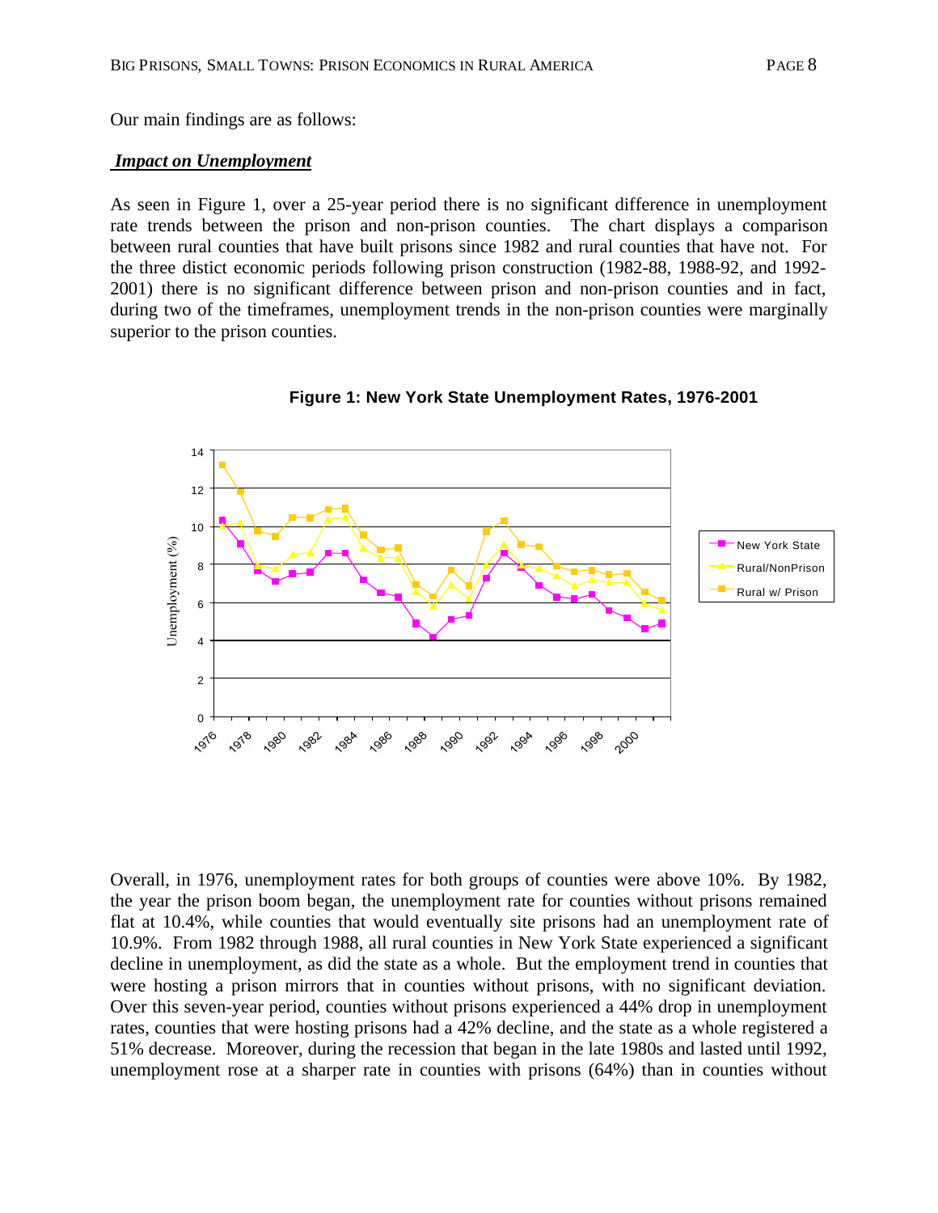Our main findings are as follows:

***Impact on Unemployment***

As seen in Figure 1, over a 25-year period there is no significant difference in unemployment rate trends between the prison and non-prison counties. The chart displays a comparison between rural counties that have built prisons since 1982 and rural counties that have not. For the three distict economic periods following prison construction (1982-88, 1988-92, and 1992-2001) there is no significant difference between prison and non-prison counties and in fact, during two of the timeframes, unemployment trends in the non-prison counties were marginally superior to the prison counties.

**Figure 1: New York State Unemployment Rates, 1976-2001**

Overall, in 1976, unemployment rates for both groups of counties were above 10%. By 1982, the year the prison boom began, the unemployment rate for counties without prisons remained flat at 10.4%, while counties that would eventually site prisons had an unemployment rate of 10.9%. From 1982 through 1988, all rural counties in New York State experienced a significant decline in unemployment, as did the state as a whole. But the employment trend in counties that were hosting a prison mirrors that in counties without prisons, with no significant deviation. Over this seven-year period, counties without prisons experienced a 44% drop in unemployment rates, counties that were hosting prisons had a 42% decline, and the state as a whole registered a 51% decrease. Moreover, during the recession that began in the late 1980s and lasted until 1992, unemployment rose at a sharper rate in counties with prisons (64%) than in counties without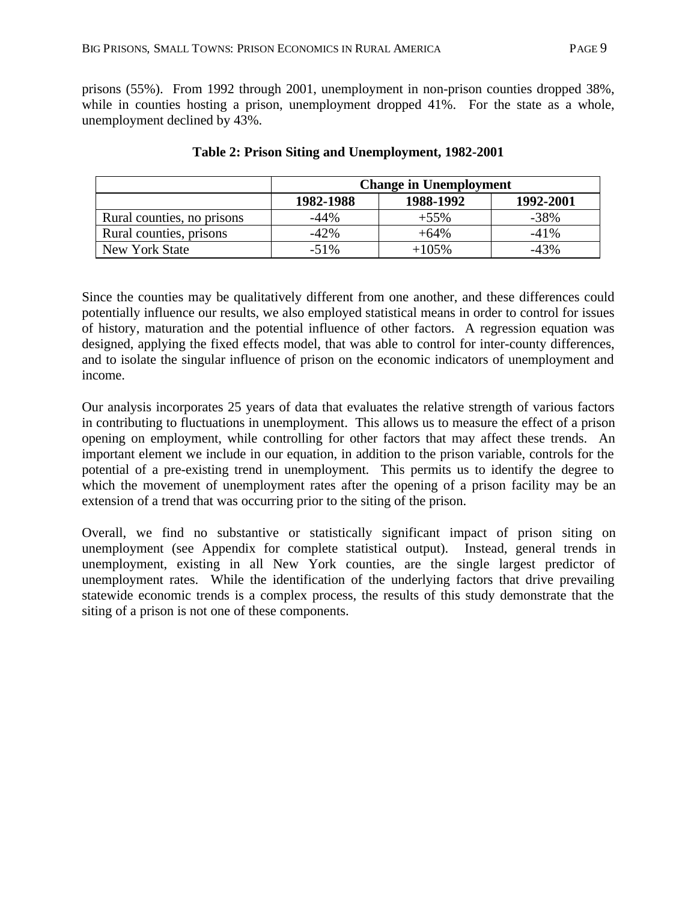prisons (55%). From 1992 through 2001, unemployment in non-prison counties dropped 38%, while in counties hosting a prison, unemployment dropped 41%. For the state as a whole, unemployment declined by 43%.

**Table 2: Prison Siting and Unemployment, 1982-2001**

| | Change in Unemployment | | |
|---|---|---|---|
| | **1982-1988** | **1988-1992** | **1992-2001** |
| Rural counties, no prisons | -44% | +55% | -38% |
| Rural counties, prisons | -42% | +64% | -41% |
| New York State | -51% | +105% | -43% |

Since the counties may be qualitatively different from one another, and these differences could potentially influence our results, we also employed statistical means in order to control for issues of history, maturation and the potential influence of other factors. A regression equation was designed, applying the fixed effects model, that was able to control for inter-county differences, and to isolate the singular influence of prison on the economic indicators of unemployment and income.

Our analysis incorporates 25 years of data that evaluates the relative strength of various factors in contributing to fluctuations in unemployment. This allows us to measure the effect of a prison opening on employment, while controlling for other factors that may affect these trends. An important element we include in our equation, in addition to the prison variable, controls for the potential of a pre-existing trend in unemployment. This permits us to identify the degree to which the movement of unemployment rates after the opening of a prison facility may be an extension of a trend that was occurring prior to the siting of the prison.

Overall, we find no substantive or statistically significant impact of prison siting on unemployment (see Appendix for complete statistical output). Instead, general trends in unemployment, existing in all New York counties, are the single largest predictor of unemployment rates. While the identification of the underlying factors that drive prevailing statewide economic trends is a complex process, the results of this study demonstrate that the siting of a prison is not one of these components.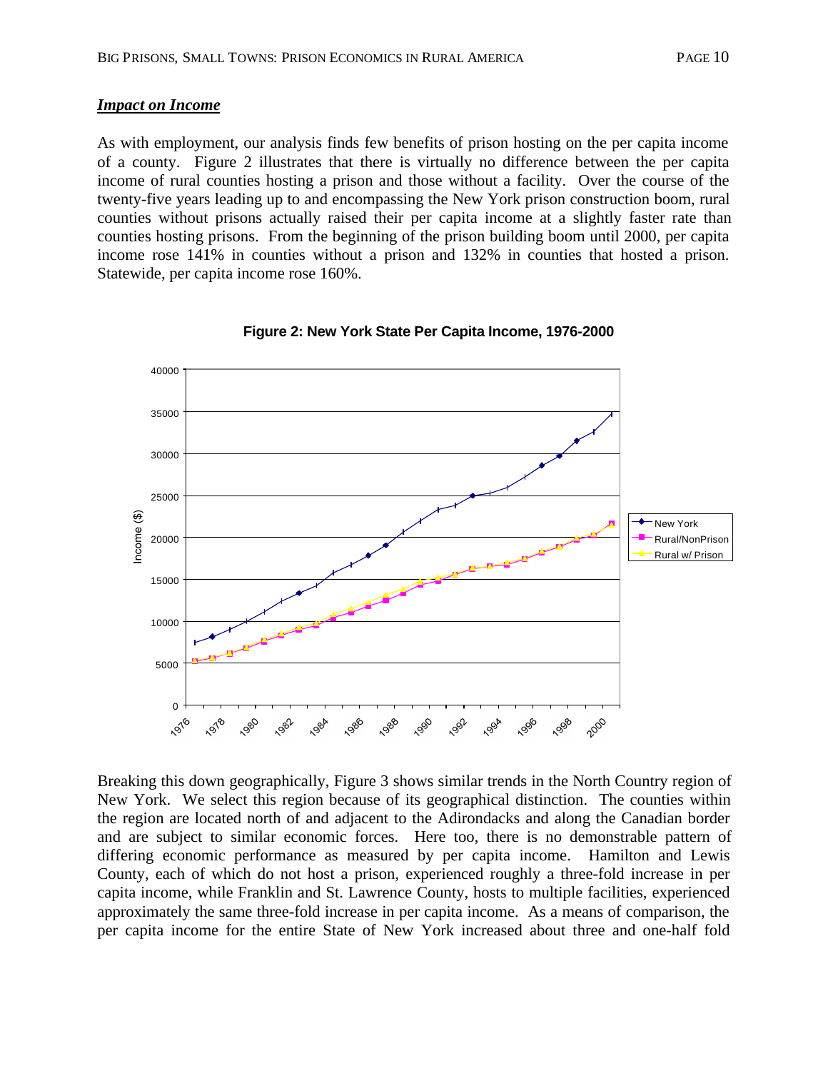***Impact on Income***

As with employment, our analysis finds few benefits of prison hosting on the per capita income of a county. Figure 2 illustrates that there is virtually no difference between the per capita income of rural counties hosting a prison and those without a facility. Over the course of the twenty-five years leading up to and encompassing the New York prison construction boom, rural counties without prisons actually raised their per capita income at a slightly faster rate than counties hosting prisons. From the beginning of the prison building boom until 2000, per capita income rose 141% in counties without a prison and 132% in counties that hosted a prison. Statewide, per capita income rose 160%.

**Figure 2: New York State Per Capita Income, 1976-2000**

Breaking this down geographically, Figure 3 shows similar trends in the North Country region of New York. We select this region because of its geographical distinction. The counties within the region are located north of and adjacent to the Adirondacks and along the Canadian border and are subject to similar economic forces. Here too, there is no demonstrable pattern of differing economic performance as measured by per capita income. Hamilton and Lewis County, each of which do not host a prison, experienced roughly a three-fold increase in per capita income, while Franklin and St. Lawrence County, hosts to multiple facilities, experienced approximately the same three-fold increase in per capita income. As a means of comparison, the per capita income for the entire State of New York increased about three and one-half fold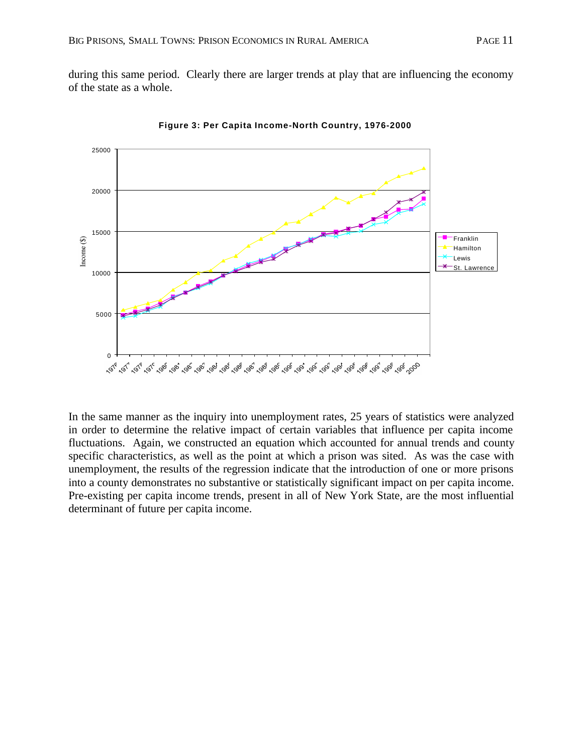during this same period. Clearly there are larger trends at play that are influencing the economy of the state as a whole.

**Figure 3: Per Capita Income-North Country, 1976-2000**

In the same manner as the inquiry into unemployment rates, 25 years of statistics were analyzed in order to determine the relative impact of certain variables that influence per capita income fluctuations. Again, we constructed an equation which accounted for annual trends and county specific characteristics, as well as the point at which a prison was sited. As was the case with unemployment, the results of the regression indicate that the introduction of one or more prisons into a county demonstrates no substantive or statistically significant impact on per capita income. Pre-existing per capita income trends, present in all of New York State, are the most influential determinant of future per capita income.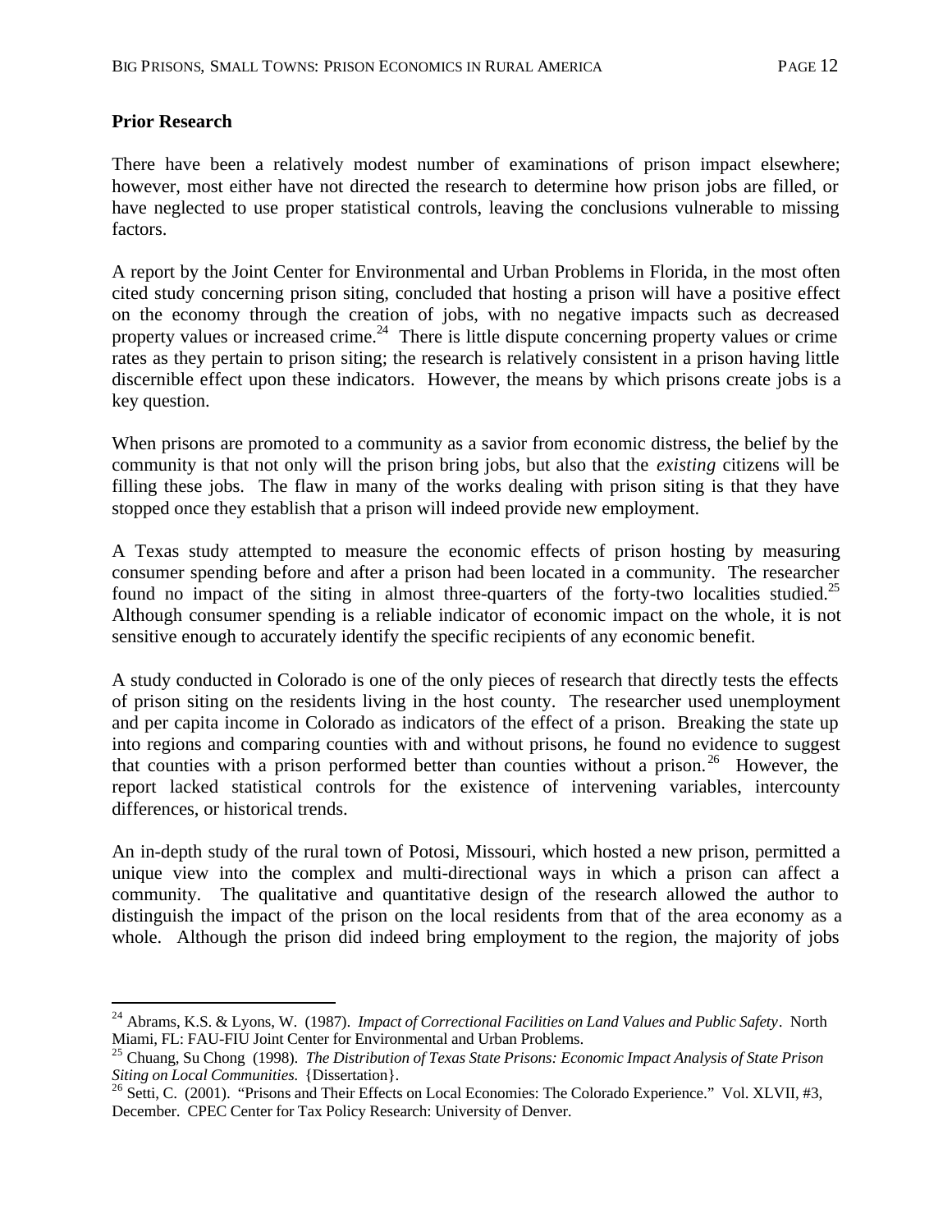**Prior Research**

There have been a relatively modest number of examinations of prison impact elsewhere; however, most either have not directed the research to determine how prison jobs are filled, or have neglected to use proper statistical controls, leaving the conclusions vulnerable to missing factors.

A report by the Joint Center for Environmental and Urban Problems in Florida, in the most often cited study concerning prison siting, concluded that hosting a prison will have a positive effect on the economy through the creation of jobs, with no negative impacts such as decreased property values or increased crime.[24] There is little dispute concerning property values or crime rates as they pertain to prison siting; the research is relatively consistent in a prison having little discernible effect upon these indicators. However, the means by which prisons create jobs is a key question.

When prisons are promoted to a community as a savior from economic distress, the belief by the community is that not only will the prison bring jobs, but also that the *existing* citizens will be filling these jobs. The flaw in many of the works dealing with prison siting is that they have stopped once they establish that a prison will indeed provide new employment.

A Texas study attempted to measure the economic effects of prison hosting by measuring consumer spending before and after a prison had been located in a community. The researcher found no impact of the siting in almost three-quarters of the forty-two localities studied.[25] Although consumer spending is a reliable indicator of economic impact on the whole, it is not sensitive enough to accurately identify the specific recipients of any economic benefit.

A study conducted in Colorado is one of the only pieces of research that directly tests the effects of prison siting on the residents living in the host county. The researcher used unemployment and per capita income in Colorado as indicators of the effect of a prison. Breaking the state up into regions and comparing counties with and without prisons, he found no evidence to suggest that counties with a prison performed better than counties without a prison.[26] However, the report lacked statistical controls for the existence of intervening variables, intercounty differences, or historical trends.

An in-depth study of the rural town of Potosi, Missouri, which hosted a new prison, permitted a unique view into the complex and multi-directional ways in which a prison can affect a community. The qualitative and quantitative design of the research allowed the author to distinguish the impact of the prison on the local residents from that of the area economy as a whole. Although the prison did indeed bring employment to the region, the majority of jobs

---

[24] Abrams, K.S. & Lyons, W. (1987). *Impact of Correctional Facilities on Land Values and Public Safety*. North Miami, FL: FAU-FIU Joint Center for Environmental and Urban Problems.

[25] Chuang, Su Chong (1998). *The Distribution of Texas State Prisons: Economic Impact Analysis of State Prison Siting on Local Communities.* {Dissertation}.

[26] Setti, C. (2001). "Prisons and Their Effects on Local Economies: The Colorado Experience." Vol. XLVII, #3, December. CPEC Center for Tax Policy Research: University of Denver.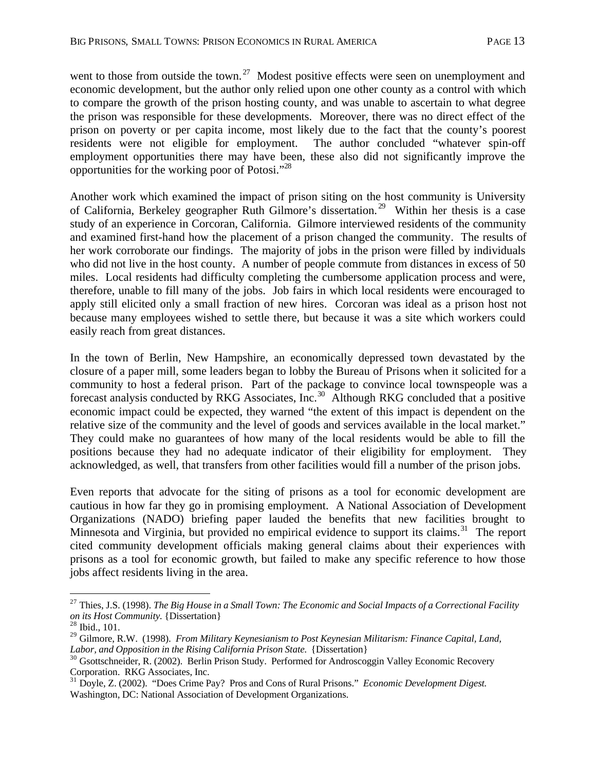went to those from outside the town.[27] Modest positive effects were seen on unemployment and economic development, but the author only relied upon one other county as a control with which to compare the growth of the prison hosting county, and was unable to ascertain to what degree the prison was responsible for these developments. Moreover, there was no direct effect of the prison on poverty or per capita income, most likely due to the fact that the county's poorest residents were not eligible for employment. The author concluded "whatever spin-off employment opportunities there may have been, these also did not significantly improve the opportunities for the working poor of Potosi."[28]

Another work which examined the impact of prison siting on the host community is University of California, Berkeley geographer Ruth Gilmore's dissertation.[29] Within her thesis is a case study of an experience in Corcoran, California. Gilmore interviewed residents of the community and examined first-hand how the placement of a prison changed the community. The results of her work corroborate our findings. The majority of jobs in the prison were filled by individuals who did not live in the host county. A number of people commute from distances in excess of 50 miles. Local residents had difficulty completing the cumbersome application process and were, therefore, unable to fill many of the jobs. Job fairs in which local residents were encouraged to apply still elicited only a small fraction of new hires. Corcoran was ideal as a prison host not because many employees wished to settle there, but because it was a site which workers could easily reach from great distances.

In the town of Berlin, New Hampshire, an economically depressed town devastated by the closure of a paper mill, some leaders began to lobby the Bureau of Prisons when it solicited for a community to host a federal prison. Part of the package to convince local townspeople was a forecast analysis conducted by RKG Associates, Inc.[30] Although RKG concluded that a positive economic impact could be expected, they warned "the extent of this impact is dependent on the relative size of the community and the level of goods and services available in the local market." They could make no guarantees of how many of the local residents would be able to fill the positions because they had no adequate indicator of their eligibility for employment. They acknowledged, as well, that transfers from other facilities would fill a number of the prison jobs.

Even reports that advocate for the siting of prisons as a tool for economic development are cautious in how far they go in promising employment. A National Association of Development Organizations (NADO) briefing paper lauded the benefits that new facilities brought to Minnesota and Virginia, but provided no empirical evidence to support its claims.[31] The report cited community development officials making general claims about their experiences with prisons as a tool for economic growth, but failed to make any specific reference to how those jobs affect residents living in the area.

---

[27] Thies, J.S. (1998). *The Big House in a Small Town: The Economic and Social Impacts of a Correctional Facility on its Host Community.* {Dissertation}

[28] Ibid., 101.

[29] Gilmore, R.W. (1998). *From Military Keynesianism to Post Keynesian Militarism: Finance Capital, Land, Labor, and Opposition in the Rising California Prison State.* {Dissertation}

[30] Gsottschneider, R. (2002). Berlin Prison Study. Performed for Androscoggin Valley Economic Recovery Corporation. RKG Associates, Inc.

[31] Doyle, Z. (2002). "Does Crime Pay? Pros and Cons of Rural Prisons." *Economic Development Digest.* Washington, DC: National Association of Development Organizations.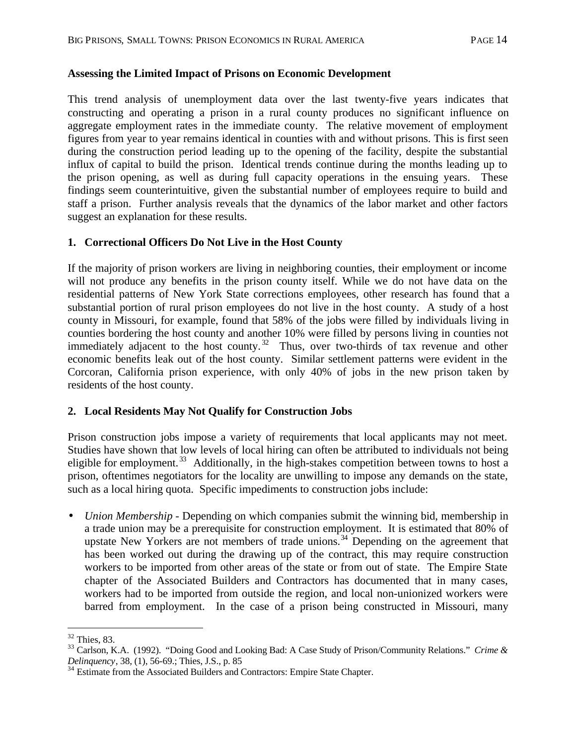**Assessing the Limited Impact of Prisons on Economic Development**

This trend analysis of unemployment data over the last twenty-five years indicates that constructing and operating a prison in a rural county produces no significant influence on aggregate employment rates in the immediate county. The relative movement of employment figures from year to year remains identical in counties with and without prisons. This is first seen during the construction period leading up to the opening of the facility, despite the substantial influx of capital to build the prison. Identical trends continue during the months leading up to the prison opening, as well as during full capacity operations in the ensuing years. These findings seem counterintuitive, given the substantial number of employees require to build and staff a prison. Further analysis reveals that the dynamics of the labor market and other factors suggest an explanation for these results.

**1. Correctional Officers Do Not Live in the Host County**

If the majority of prison workers are living in neighboring counties, their employment or income will not produce any benefits in the prison county itself. While we do not have data on the residential patterns of New York State corrections employees, other research has found that a substantial portion of rural prison employees do not live in the host county. A study of a host county in Missouri, for example, found that 58% of the jobs were filled by individuals living in counties bordering the host county and another 10% were filled by persons living in counties not immediately adjacent to the host county.[32] Thus, over two-thirds of tax revenue and other economic benefits leak out of the host county. Similar settlement patterns were evident in the Corcoran, California prison experience, with only 40% of jobs in the new prison taken by residents of the host county.

**2. Local Residents May Not Qualify for Construction Jobs**

Prison construction jobs impose a variety of requirements that local applicants may not meet. Studies have shown that low levels of local hiring can often be attributed to individuals not being eligible for employment.[33] Additionally, in the high-stakes competition between towns to host a prison, oftentimes negotiators for the locality are unwilling to impose any demands on the state, such as a local hiring quota. Specific impediments to construction jobs include:

- *Union Membership* - Depending on which companies submit the winning bid, membership in a trade union may be a prerequisite for construction employment. It is estimated that 80% of upstate New Yorkers are not members of trade unions.[34] Depending on the agreement that has been worked out during the drawing up of the contract, this may require construction workers to be imported from other areas of the state or from out of state. The Empire State chapter of the Associated Builders and Contractors has documented that in many cases, workers had to be imported from outside the region, and local non-unionized workers were barred from employment. In the case of a prison being constructed in Missouri, many

---

[32] Thies, 83.

[33] Carlson, K.A. (1992). "Doing Good and Looking Bad: A Case Study of Prison/Community Relations." *Crime & Delinquency*, 38, (1), 56-69.; Thies, J.S., p. 85

[34] Estimate from the Associated Builders and Contractors: Empire State Chapter.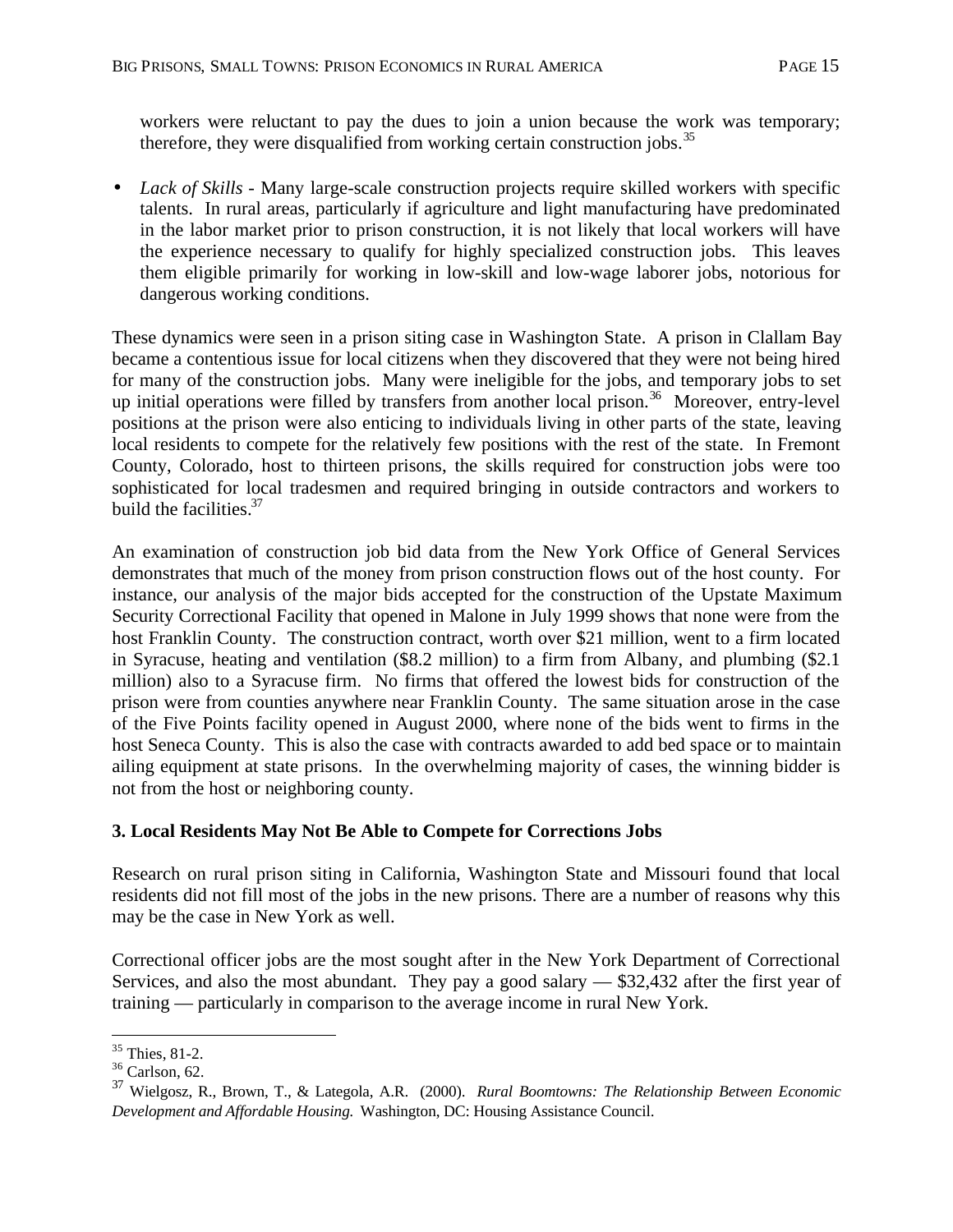workers were reluctant to pay the dues to join a union because the work was temporary; therefore, they were disqualified from working certain construction jobs.[35]

- *Lack of Skills* - Many large-scale construction projects require skilled workers with specific talents. In rural areas, particularly if agriculture and light manufacturing have predominated in the labor market prior to prison construction, it is not likely that local workers will have the experience necessary to qualify for highly specialized construction jobs. This leaves them eligible primarily for working in low-skill and low-wage laborer jobs, notorious for dangerous working conditions.

These dynamics were seen in a prison siting case in Washington State. A prison in Clallam Bay became a contentious issue for local citizens when they discovered that they were not being hired for many of the construction jobs. Many were ineligible for the jobs, and temporary jobs to set up initial operations were filled by transfers from another local prison.[36] Moreover, entry-level positions at the prison were also enticing to individuals living in other parts of the state, leaving local residents to compete for the relatively few positions with the rest of the state. In Fremont County, Colorado, host to thirteen prisons, the skills required for construction jobs were too sophisticated for local tradesmen and required bringing in outside contractors and workers to build the facilities.[37]

An examination of construction job bid data from the New York Office of General Services demonstrates that much of the money from prison construction flows out of the host county. For instance, our analysis of the major bids accepted for the construction of the Upstate Maximum Security Correctional Facility that opened in Malone in July 1999 shows that none were from the host Franklin County. The construction contract, worth over $21 million, went to a firm located in Syracuse, heating and ventilation ($8.2 million) to a firm from Albany, and plumbing ($2.1 million) also to a Syracuse firm. No firms that offered the lowest bids for construction of the prison were from counties anywhere near Franklin County. The same situation arose in the case of the Five Points facility opened in August 2000, where none of the bids went to firms in the host Seneca County. This is also the case with contracts awarded to add bed space or to maintain ailing equipment at state prisons. In the overwhelming majority of cases, the winning bidder is not from the host or neighboring county.

**3. Local Residents May Not Be Able to Compete for Corrections Jobs**

Research on rural prison siting in California, Washington State and Missouri found that local residents did not fill most of the jobs in the new prisons. There are a number of reasons why this may be the case in New York as well.

Correctional officer jobs are the most sought after in the New York Department of Correctional Services, and also the most abundant. They pay a good salary — $32,432 after the first year of training — particularly in comparison to the average income in rural New York.

---

[35] Thies, 81-2.

[36] Carlson, 62.

[37] Wielgosz, R., Brown, T., & Lategola, A.R. (2000). *Rural Boomtowns: The Relationship Between Economic Development and Affordable Housing.* Washington, DC: Housing Assistance Council.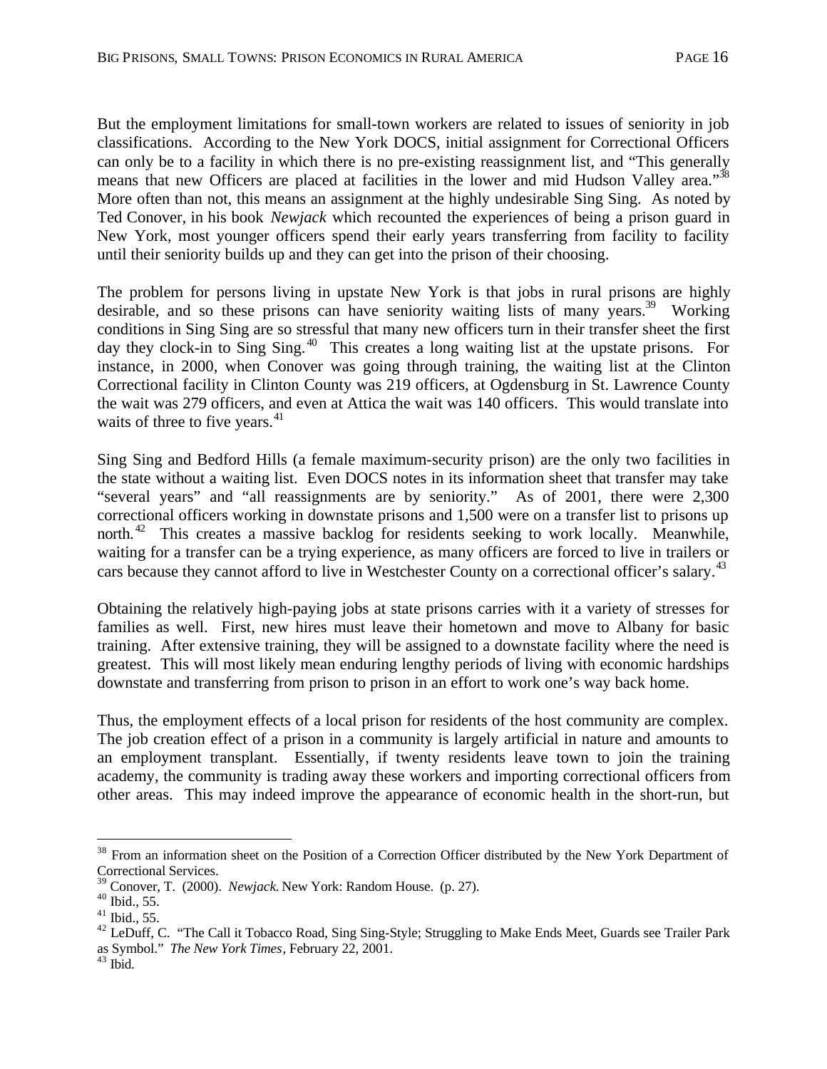But the employment limitations for small-town workers are related to issues of seniority in job classifications. According to the New York DOCS, initial assignment for Correctional Officers can only be to a facility in which there is no pre-existing reassignment list, and "This generally means that new Officers are placed at facilities in the lower and mid Hudson Valley area."[38] More often than not, this means an assignment at the highly undesirable Sing Sing. As noted by Ted Conover, in his book *Newjack* which recounted the experiences of being a prison guard in New York, most younger officers spend their early years transferring from facility to facility until their seniority builds up and they can get into the prison of their choosing.

The problem for persons living in upstate New York is that jobs in rural prisons are highly desirable, and so these prisons can have seniority waiting lists of many years.[39] Working conditions in Sing Sing are so stressful that many new officers turn in their transfer sheet the first day they clock-in to Sing Sing.[40] This creates a long waiting list at the upstate prisons. For instance, in 2000, when Conover was going through training, the waiting list at the Clinton Correctional facility in Clinton County was 219 officers, at Ogdensburg in St. Lawrence County the wait was 279 officers, and even at Attica the wait was 140 officers. This would translate into waits of three to five years.[41]

Sing Sing and Bedford Hills (a female maximum-security prison) are the only two facilities in the state without a waiting list. Even DOCS notes in its information sheet that transfer may take "several years" and "all reassignments are by seniority." As of 2001, there were 2,300 correctional officers working in downstate prisons and 1,500 were on a transfer list to prisons up north.[42] This creates a massive backlog for residents seeking to work locally. Meanwhile, waiting for a transfer can be a trying experience, as many officers are forced to live in trailers or cars because they cannot afford to live in Westchester County on a correctional officer's salary.[43]

Obtaining the relatively high-paying jobs at state prisons carries with it a variety of stresses for families as well. First, new hires must leave their hometown and move to Albany for basic training. After extensive training, they will be assigned to a downstate facility where the need is greatest. This will most likely mean enduring lengthy periods of living with economic hardships downstate and transferring from prison to prison in an effort to work one's way back home.

Thus, the employment effects of a local prison for residents of the host community are complex. The job creation effect of a prison in a community is largely artificial in nature and amounts to an employment transplant. Essentially, if twenty residents leave town to join the training academy, the community is trading away these workers and importing correctional officers from other areas. This may indeed improve the appearance of economic health in the short-run, but

---

[38] From an information sheet on the Position of a Correction Officer distributed by the New York Department of Correctional Services.

[39] Conover, T. (2000). *Newjack*. New York: Random House. (p. 27).

[40] Ibid., 55.

[41] Ibid., 55.

[42] LeDuff, C. "The Call it Tobacco Road, Sing Sing-Style; Struggling to Make Ends Meet, Guards see Trailer Park as Symbol." *The New York Times*, February 22, 2001.

[43] Ibid.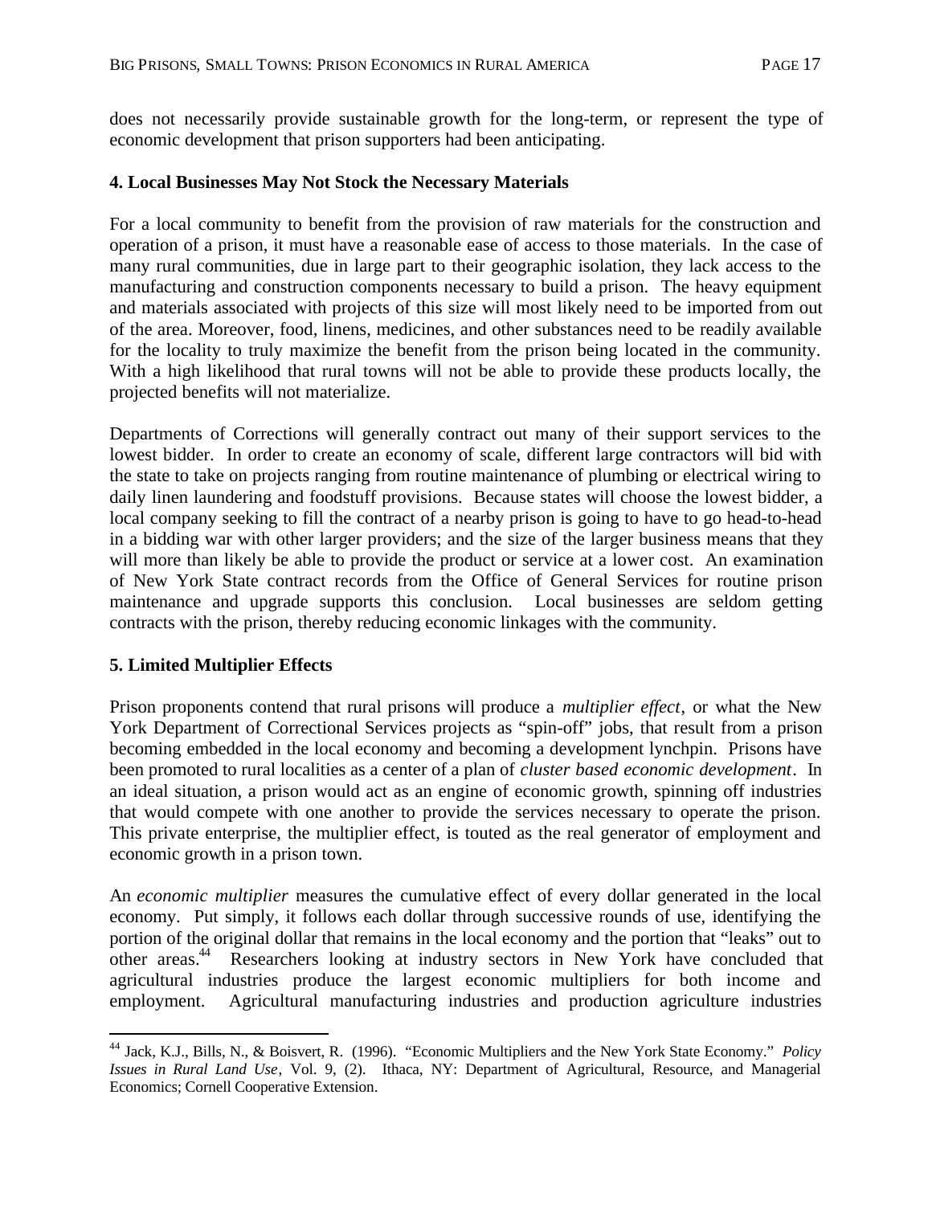does not necessarily provide sustainable growth for the long-term, or represent the type of economic development that prison supporters had been anticipating.

**4. Local Businesses May Not Stock the Necessary Materials**

For a local community to benefit from the provision of raw materials for the construction and operation of a prison, it must have a reasonable ease of access to those materials. In the case of many rural communities, due in large part to their geographic isolation, they lack access to the manufacturing and construction components necessary to build a prison. The heavy equipment and materials associated with projects of this size will most likely need to be imported from out of the area. Moreover, food, linens, medicines, and other substances need to be readily available for the locality to truly maximize the benefit from the prison being located in the community. With a high likelihood that rural towns will not be able to provide these products locally, the projected benefits will not materialize.

Departments of Corrections will generally contract out many of their support services to the lowest bidder. In order to create an economy of scale, different large contractors will bid with the state to take on projects ranging from routine maintenance of plumbing or electrical wiring to daily linen laundering and foodstuff provisions. Because states will choose the lowest bidder, a local company seeking to fill the contract of a nearby prison is going to have to go head-to-head in a bidding war with other larger providers; and the size of the larger business means that they will more than likely be able to provide the product or service at a lower cost. An examination of New York State contract records from the Office of General Services for routine prison maintenance and upgrade supports this conclusion. Local businesses are seldom getting contracts with the prison, thereby reducing economic linkages with the community.

**5. Limited Multiplier Effects**

Prison proponents contend that rural prisons will produce a *multiplier effect*, or what the New York Department of Correctional Services projects as "spin-off" jobs, that result from a prison becoming embedded in the local economy and becoming a development lynchpin. Prisons have been promoted to rural localities as a center of a plan of *cluster based economic development*. In an ideal situation, a prison would act as an engine of economic growth, spinning off industries that would compete with one another to provide the services necessary to operate the prison. This private enterprise, the multiplier effect, is touted as the real generator of employment and economic growth in a prison town.

An *economic multiplier* measures the cumulative effect of every dollar generated in the local economy. Put simply, it follows each dollar through successive rounds of use, identifying the portion of the original dollar that remains in the local economy and the portion that "leaks" out to other areas.[44] Researchers looking at industry sectors in New York have concluded that agricultural industries produce the largest economic multipliers for both income and employment. Agricultural manufacturing industries and production agriculture industries

---

[44] Jack, K.J., Bills, N., & Boisvert, R. (1996). "Economic Multipliers and the New York State Economy." *Policy Issues in Rural Land Use*, Vol. 9, (2). Ithaca, NY: Department of Agricultural, Resource, and Managerial Economics; Cornell Cooperative Extension.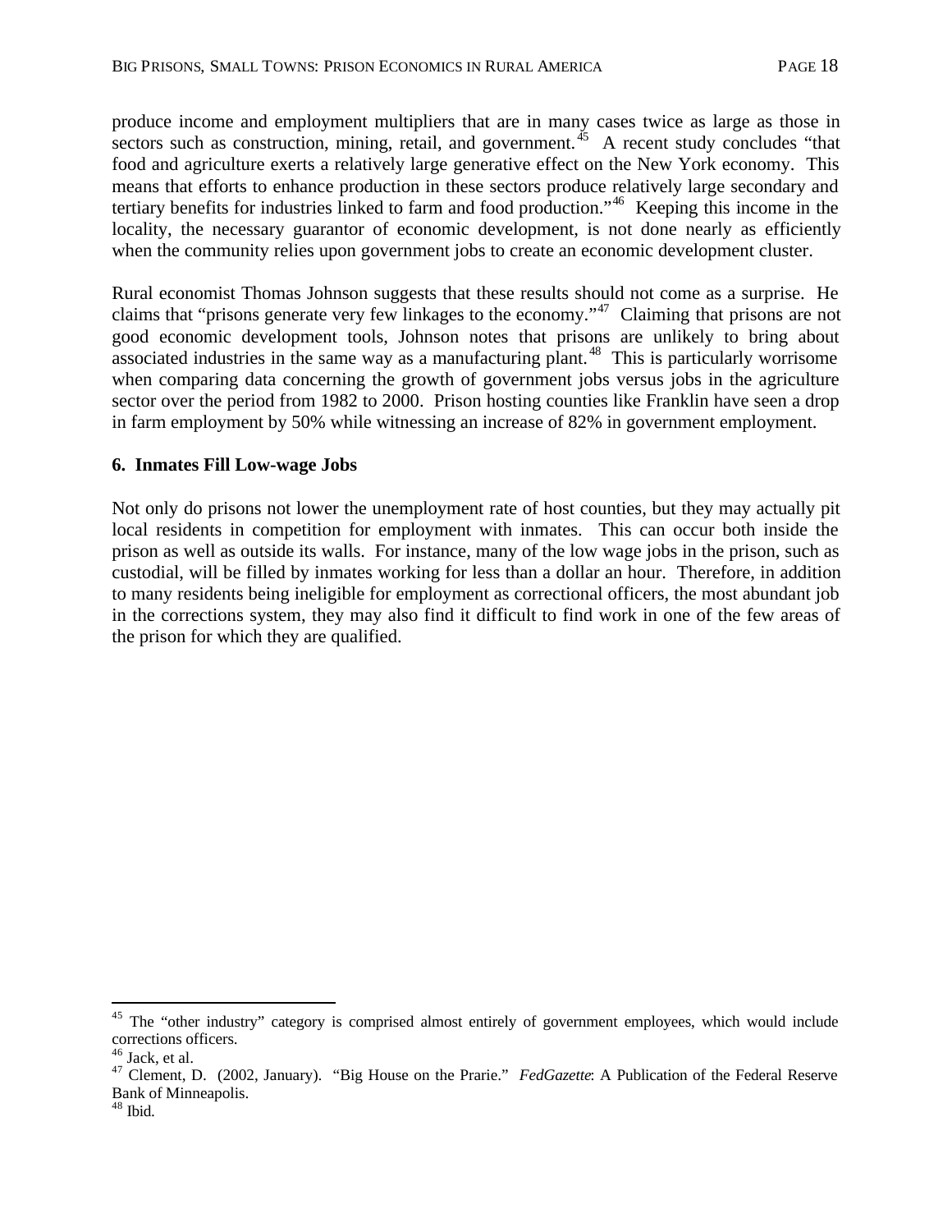produce income and employment multipliers that are in many cases twice as large as those in sectors such as construction, mining, retail, and government.[45] A recent study concludes "that food and agriculture exerts a relatively large generative effect on the New York economy. This means that efforts to enhance production in these sectors produce relatively large secondary and tertiary benefits for industries linked to farm and food production."[46] Keeping this income in the locality, the necessary guarantor of economic development, is not done nearly as efficiently when the community relies upon government jobs to create an economic development cluster.

Rural economist Thomas Johnson suggests that these results should not come as a surprise. He claims that "prisons generate very few linkages to the economy."[47] Claiming that prisons are not good economic development tools, Johnson notes that prisons are unlikely to bring about associated industries in the same way as a manufacturing plant.[48] This is particularly worrisome when comparing data concerning the growth of government jobs versus jobs in the agriculture sector over the period from 1982 to 2000. Prison hosting counties like Franklin have seen a drop in farm employment by 50% while witnessing an increase of 82% in government employment.

### 6. Inmates Fill Low-wage Jobs

Not only do prisons not lower the unemployment rate of host counties, but they may actually pit local residents in competition for employment with inmates. This can occur both inside the prison as well as outside its walls. For instance, many of the low wage jobs in the prison, such as custodial, will be filled by inmates working for less than a dollar an hour. Therefore, in addition to many residents being ineligible for employment as correctional officers, the most abundant job in the corrections system, they may also find it difficult to find work in one of the few areas of the prison for which they are qualified.

---

[45] The "other industry" category is comprised almost entirely of government employees, which would include corrections officers.

[46] Jack, et al.

[47] Clement, D. (2002, January). "Big House on the Prarie." *FedGazette*: A Publication of the Federal Reserve Bank of Minneapolis.

[48] Ibid.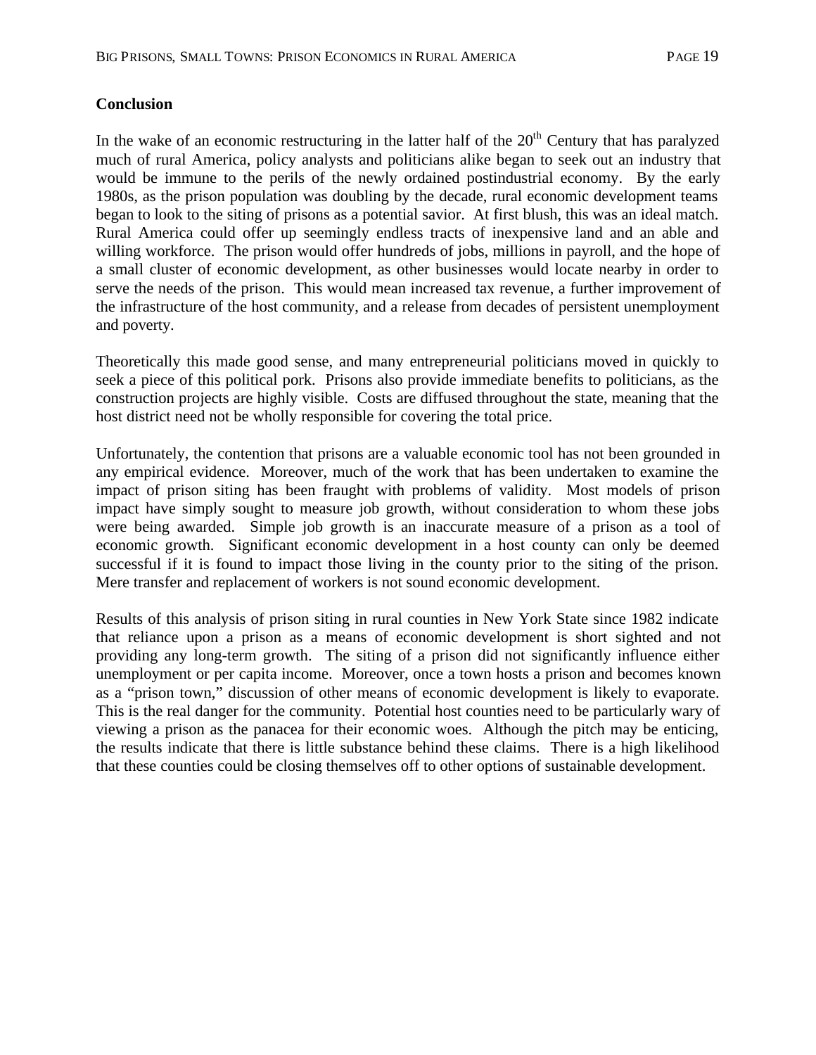## Conclusion

In the wake of an economic restructuring in the latter half of the $20^{th}$ Century that has paralyzed much of rural America, policy analysts and politicians alike began to seek out an industry that would be immune to the perils of the newly ordained postindustrial economy. By the early 1980s, as the prison population was doubling by the decade, rural economic development teams began to look to the siting of prisons as a potential savior. At first blush, this was an ideal match. Rural America could offer up seemingly endless tracts of inexpensive land and an able and willing workforce. The prison would offer hundreds of jobs, millions in payroll, and the hope of a small cluster of economic development, as other businesses would locate nearby in order to serve the needs of the prison. This would mean increased tax revenue, a further improvement of the infrastructure of the host community, and a release from decades of persistent unemployment and poverty.

Theoretically this made good sense, and many entrepreneurial politicians moved in quickly to seek a piece of this political pork. Prisons also provide immediate benefits to politicians, as the construction projects are highly visible. Costs are diffused throughout the state, meaning that the host district need not be wholly responsible for covering the total price.

Unfortunately, the contention that prisons are a valuable economic tool has not been grounded in any empirical evidence. Moreover, much of the work that has been undertaken to examine the impact of prison siting has been fraught with problems of validity. Most models of prison impact have simply sought to measure job growth, without consideration to whom these jobs were being awarded. Simple job growth is an inaccurate measure of a prison as a tool of economic growth. Significant economic development in a host county can only be deemed successful if it is found to impact those living in the county prior to the siting of the prison. Mere transfer and replacement of workers is not sound economic development.

Results of this analysis of prison siting in rural counties in New York State since 1982 indicate that reliance upon a prison as a means of economic development is short sighted and not providing any long-term growth. The siting of a prison did not significantly influence either unemployment or per capita income. Moreover, once a town hosts a prison and becomes known as a "prison town," discussion of other means of economic development is likely to evaporate. This is the real danger for the community. Potential host counties need to be particularly wary of viewing a prison as the panacea for their economic woes. Although the pitch may be enticing, the results indicate that there is little substance behind these claims. There is a high likelihood that these counties could be closing themselves off to other options of sustainable development.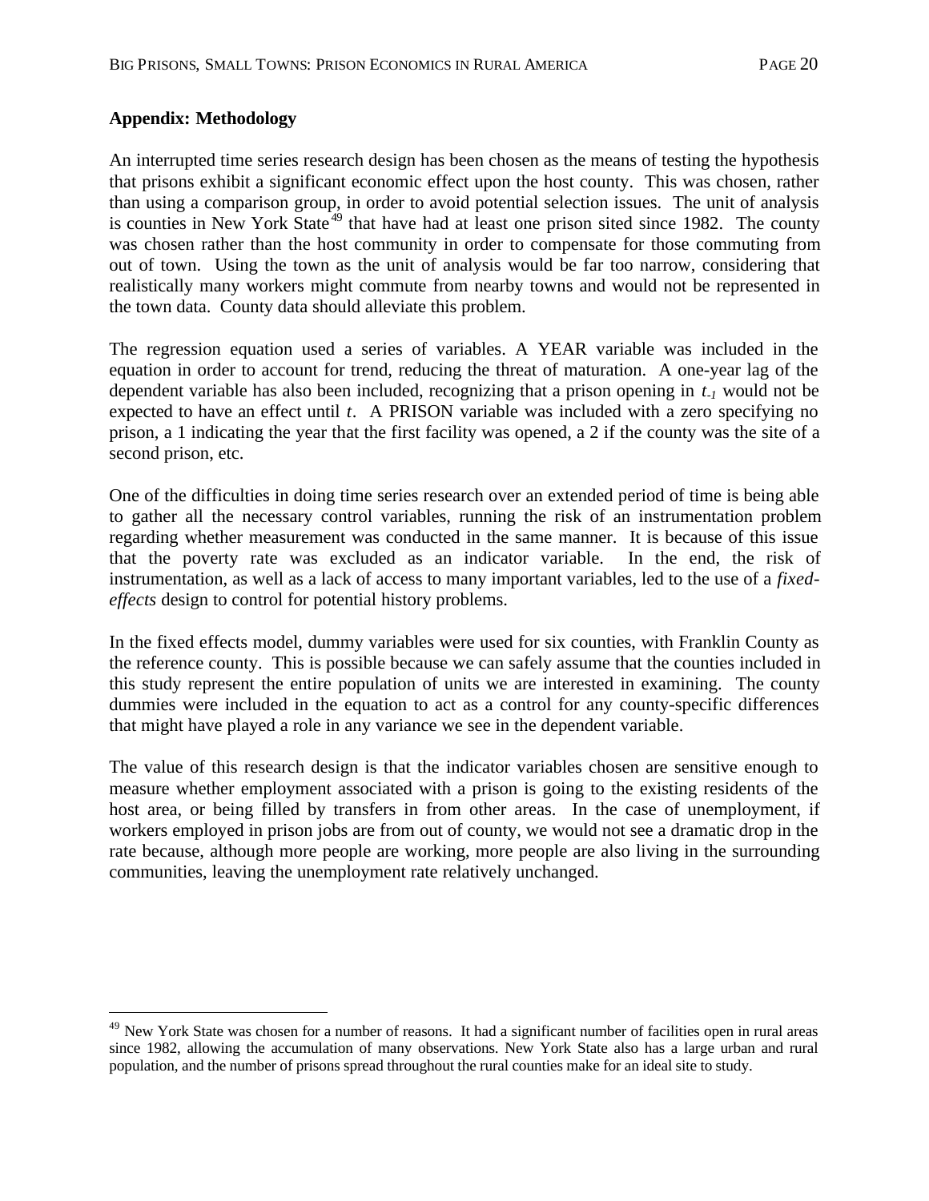**Appendix: Methodology**

An interrupted time series research design has been chosen as the means of testing the hypothesis that prisons exhibit a significant economic effect upon the host county. This was chosen, rather than using a comparison group, in order to avoid potential selection issues. The unit of analysis is counties in New York State[49] that have had at least one prison sited since 1982. The county was chosen rather than the host community in order to compensate for those commuting from out of town. Using the town as the unit of analysis would be far too narrow, considering that realistically many workers might commute from nearby towns and would not be represented in the town data. County data should alleviate this problem.

The regression equation used a series of variables. A YEAR variable was included in the equation in order to account for trend, reducing the threat of maturation. A one-year lag of the dependent variable has also been included, recognizing that a prison opening in $t_{-1}$ would not be expected to have an effect until $t$. A PRISON variable was included with a zero specifying no prison, a 1 indicating the year that the first facility was opened, a 2 if the county was the site of a second prison, etc.

One of the difficulties in doing time series research over an extended period of time is being able to gather all the necessary control variables, running the risk of an instrumentation problem regarding whether measurement was conducted in the same manner. It is because of this issue that the poverty rate was excluded as an indicator variable. In the end, the risk of instrumentation, as well as a lack of access to many important variables, led to the use of a *fixed-effects* design to control for potential history problems.

In the fixed effects model, dummy variables were used for six counties, with Franklin County as the reference county. This is possible because we can safely assume that the counties included in this study represent the entire population of units we are interested in examining. The county dummies were included in the equation to act as a control for any county-specific differences that might have played a role in any variance we see in the dependent variable.

The value of this research design is that the indicator variables chosen are sensitive enough to measure whether employment associated with a prison is going to the existing residents of the host area, or being filled by transfers in from other areas. In the case of unemployment, if workers employed in prison jobs are from out of county, we would not see a dramatic drop in the rate because, although more people are working, more people are also living in the surrounding communities, leaving the unemployment rate relatively unchanged.

[49] New York State was chosen for a number of reasons. It had a significant number of facilities open in rural areas since 1982, allowing the accumulation of many observations. New York State also has a large urban and rural population, and the number of prisons spread throughout the rural counties make for an ideal site to study.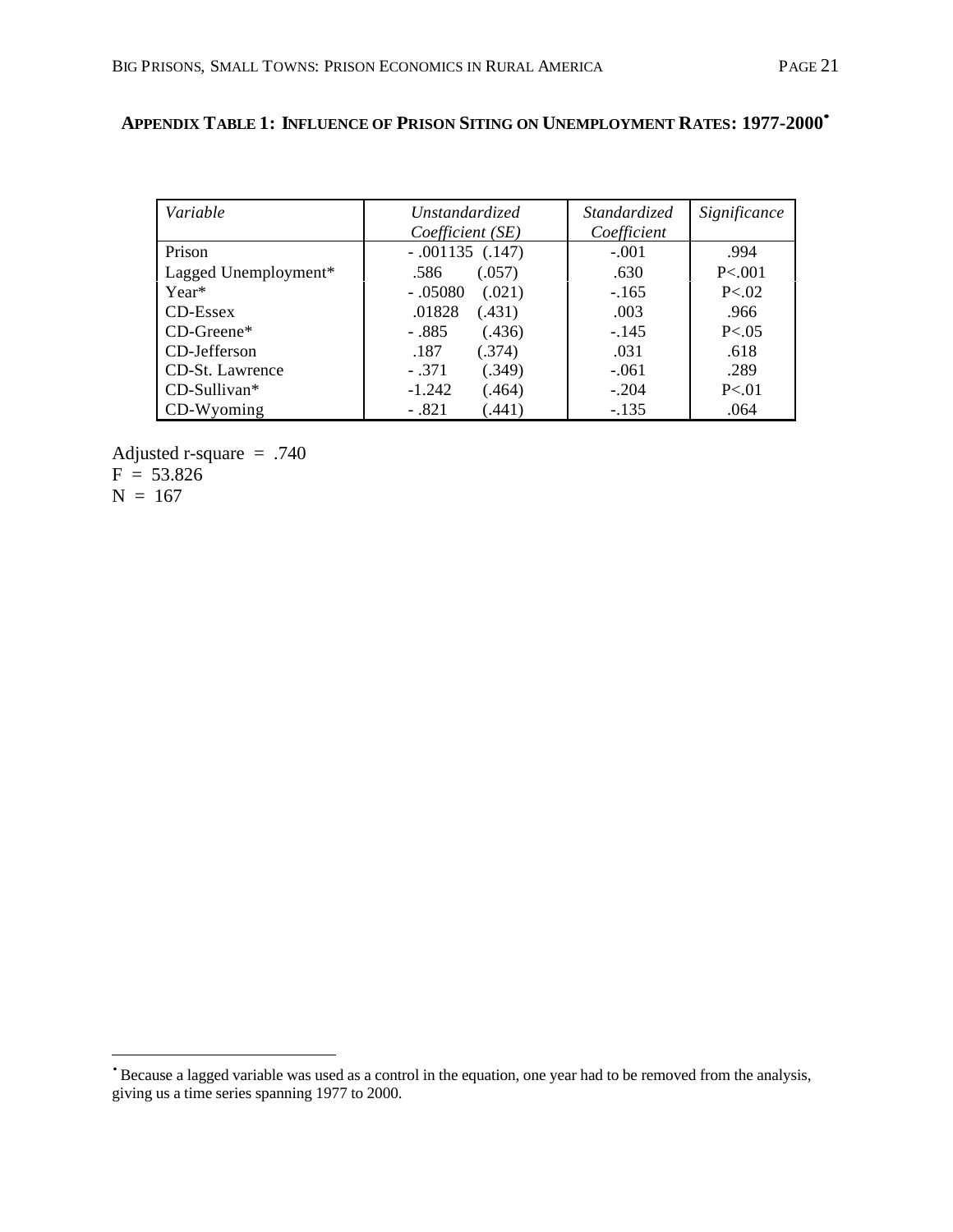## APPENDIX TABLE 1: INFLUENCE OF PRISON SITING ON UNEMPLOYMENT RATES: 1977-2000[•]

| *Variable* | *Unstandardized Coefficient (SE)* | *Standardized Coefficient* | *Significance* |
|---|---|---|---|
| Prison | - .001135 (.147) | -.001 | .994 |
| Lagged Unemployment* | .586 (.057) | .630 | P<.001 |
| Year* | - .05080 (.021) | -.165 | P<.02 |
| CD-Essex | .01828 (.431) | .003 | .966 |
| CD-Greene* | - .885 (.436) | -.145 | P<.05 |
| CD-Jefferson | .187 (.374) | .031 | .618 |
| CD-St. Lawrence | - .371 (.349) | -.061 | .289 |
| CD-Sullivan* | -1.242 (.464) | -.204 | P<.01 |
| CD-Wyoming | - .821 (.441) | -.135 | .064 |

Adjusted r-square = .740
F = 53.826
N = 167

[•] Because a lagged variable was used as a control in the equation, one year had to be removed from the analysis, giving us a time series spanning 1977 to 2000.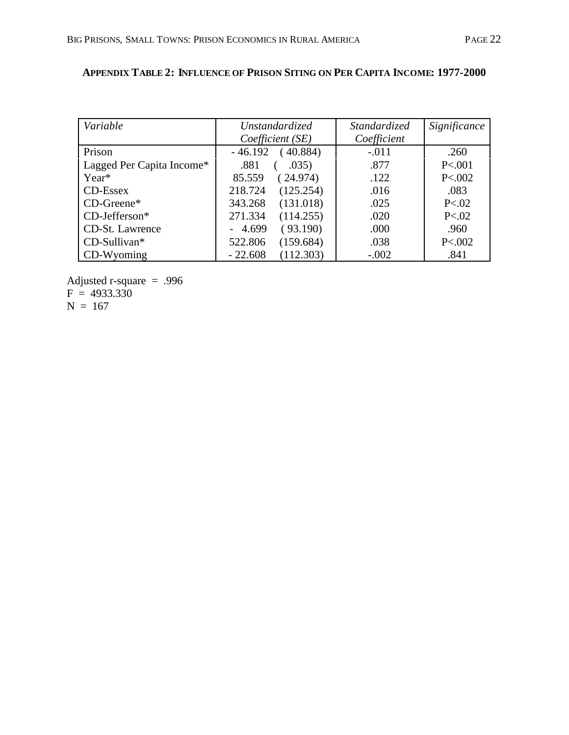**APPENDIX TABLE 2: INFLUENCE OF PRISON SITING ON PER CAPITA INCOME: 1977-2000**

| *Variable* | *Unstandardized Coefficient (SE)* | *Standardized Coefficient* | *Significance* |
|---|---|---|---|
| Prison | - 46.192 ( 40.884) | -.011 | .260 |
| Lagged Per Capita Income* | .881 ( .035) | .877 | P<.001 |
| Year* | 85.559 ( 24.974) | .122 | P<.002 |
| CD-Essex | 218.724 (125.254) | .016 | .083 |
| CD-Greene* | 343.268 (131.018) | .025 | P<.02 |
| CD-Jefferson* | 271.334 (114.255) | .020 | P<.02 |
| CD-St. Lawrence | - 4.699 ( 93.190) | .000 | .960 |
| CD-Sullivan* | 522.806 (159.684) | .038 | P<.002 |
| CD-Wyoming | - 22.608 (112.303) | -.002 | .841 |

Adjusted r-square = .996
F = 4933.330
N = 167